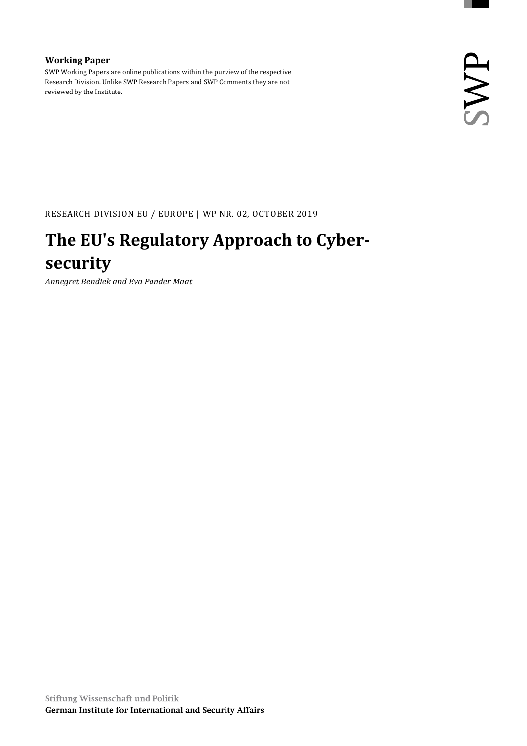**Working Paper**

SWP Working Papers are online publications within the purview of the respective Research Division. Unlike SWP Research Papers and SWP Comments they are not reviewed by the Institute.

RESEARCH DIVISION EU / EUROPE | WP NR. 02, OCTOBER 2019

# The EU's Regulatory Approach to Cyber-security

*Annegret Bendiek and Eva Pander Maat*

Stiftung Wissenschaft und Politik
German Institute for International and Security Affairs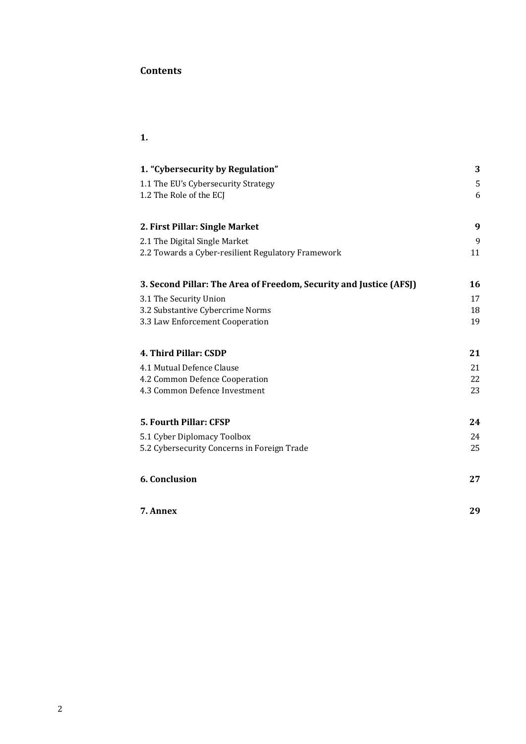## Contents

**1.**

| | |
|---|---|
| **1. "Cybersecurity by Regulation"** | **3** |
| 1.1 The EU's Cybersecurity Strategy | 5 |
| 1.2 The Role of the ECJ | 6 |
| **2. First Pillar: Single Market** | **9** |
| 2.1 The Digital Single Market | 9 |
| 2.2 Towards a Cyber-resilient Regulatory Framework | 11 |
| **3. Second Pillar: The Area of Freedom, Security and Justice (AFSJ)** | **16** |
| 3.1 The Security Union | 17 |
| 3.2 Substantive Cybercrime Norms | 18 |
| 3.3 Law Enforcement Cooperation | 19 |
| **4. Third Pillar: CSDP** | **21** |
| 4.1 Mutual Defence Clause | 21 |
| 4.2 Common Defence Cooperation | 22 |
| 4.3 Common Defence Investment | 23 |
| **5. Fourth Pillar: CFSP** | **24** |
| 5.1 Cyber Diplomacy Toolbox | 24 |
| 5.2 Cybersecurity Concerns in Foreign Trade | 25 |
| **6. Conclusion** | **27** |
| **7. Annex** | **29** |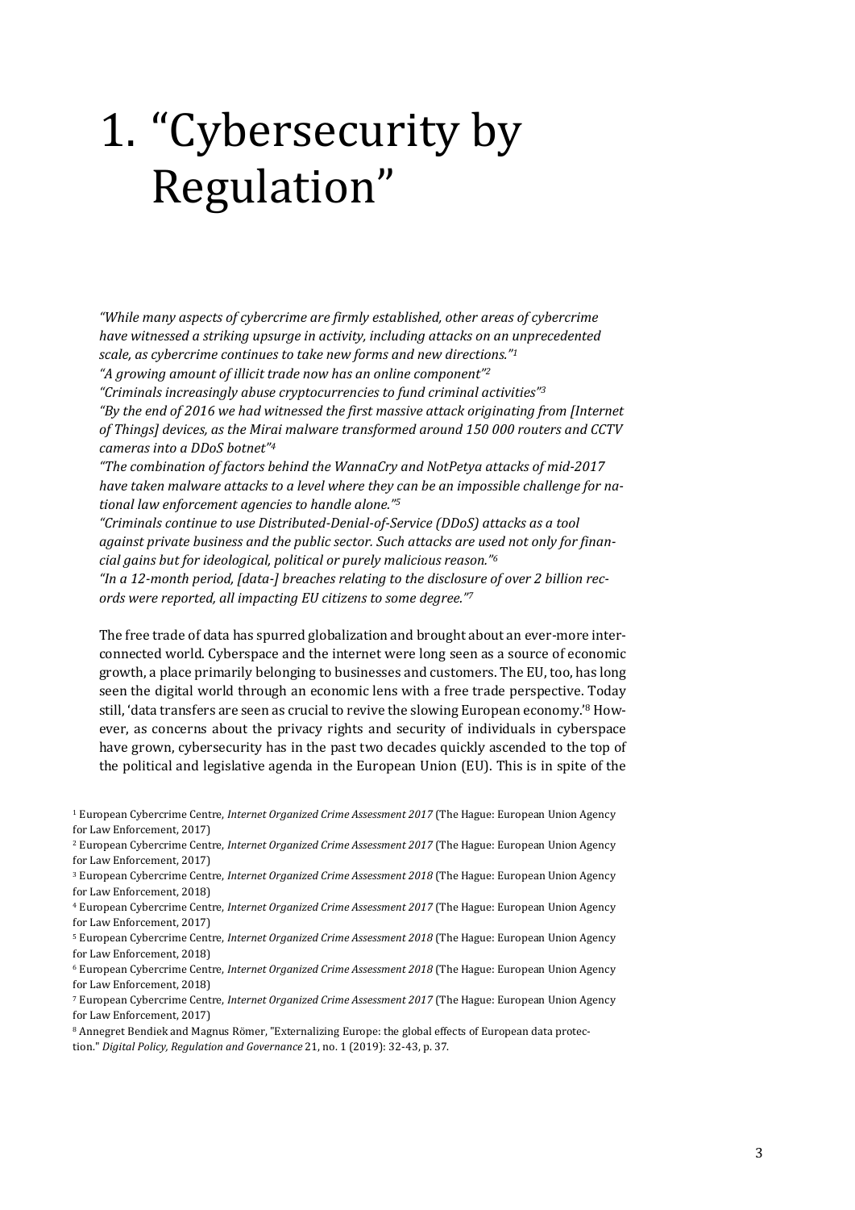# 1. "Cybersecurity by Regulation"

*"While many aspects of cybercrime are firmly established, other areas of cybercrime have witnessed a striking upsurge in activity, including attacks on an unprecedented scale, as cybercrime continues to take new forms and new directions."[1]*
*"A growing amount of illicit trade now has an online component"[2]*
*"Criminals increasingly abuse cryptocurrencies to fund criminal activities"[3]*
*"By the end of 2016 we had witnessed the first massive attack originating from [Internet of Things] devices, as the Mirai malware transformed around 150 000 routers and CCTV cameras into a DDoS botnet"[4]*
*"The combination of factors behind the WannaCry and NotPetya attacks of mid-2017 have taken malware attacks to a level where they can be an impossible challenge for national law enforcement agencies to handle alone."[5]*
*"Criminals continue to use Distributed-Denial-of-Service (DDoS) attacks as a tool against private business and the public sector. Such attacks are used not only for financial gains but for ideological, political or purely malicious reason."[6]*
*"In a 12-month period, [data-] breaches relating to the disclosure of over 2 billion records were reported, all impacting EU citizens to some degree."[7]*

The free trade of data has spurred globalization and brought about an ever-more interconnected world. Cyberspace and the internet were long seen as a source of economic growth, a place primarily belonging to businesses and customers. The EU, too, has long seen the digital world through an economic lens with a free trade perspective. Today still, 'data transfers are seen as crucial to revive the slowing European economy.'[8] However, as concerns about the privacy rights and security of individuals in cyberspace have grown, cybersecurity has in the past two decades quickly ascended to the top of the political and legislative agenda in the European Union (EU). This is in spite of the

[1] European Cybercrime Centre, *Internet Organized Crime Assessment 2017* (The Hague: European Union Agency for Law Enforcement, 2017)
[2] European Cybercrime Centre, *Internet Organized Crime Assessment 2017* (The Hague: European Union Agency for Law Enforcement, 2017)
[3] European Cybercrime Centre, *Internet Organized Crime Assessment 2018* (The Hague: European Union Agency for Law Enforcement, 2018)
[4] European Cybercrime Centre, *Internet Organized Crime Assessment 2017* (The Hague: European Union Agency for Law Enforcement, 2017)
[5] European Cybercrime Centre, *Internet Organized Crime Assessment 2018* (The Hague: European Union Agency for Law Enforcement, 2018)
[6] European Cybercrime Centre, *Internet Organized Crime Assessment 2018* (The Hague: European Union Agency for Law Enforcement, 2018)
[7] European Cybercrime Centre, *Internet Organized Crime Assessment 2017* (The Hague: European Union Agency for Law Enforcement, 2017)
[8] Annegret Bendiek and Magnus Römer, "Externalizing Europe: the global effects of European data protection." *Digital Policy, Regulation and Governance* 21, no. 1 (2019): 32-43, p. 37.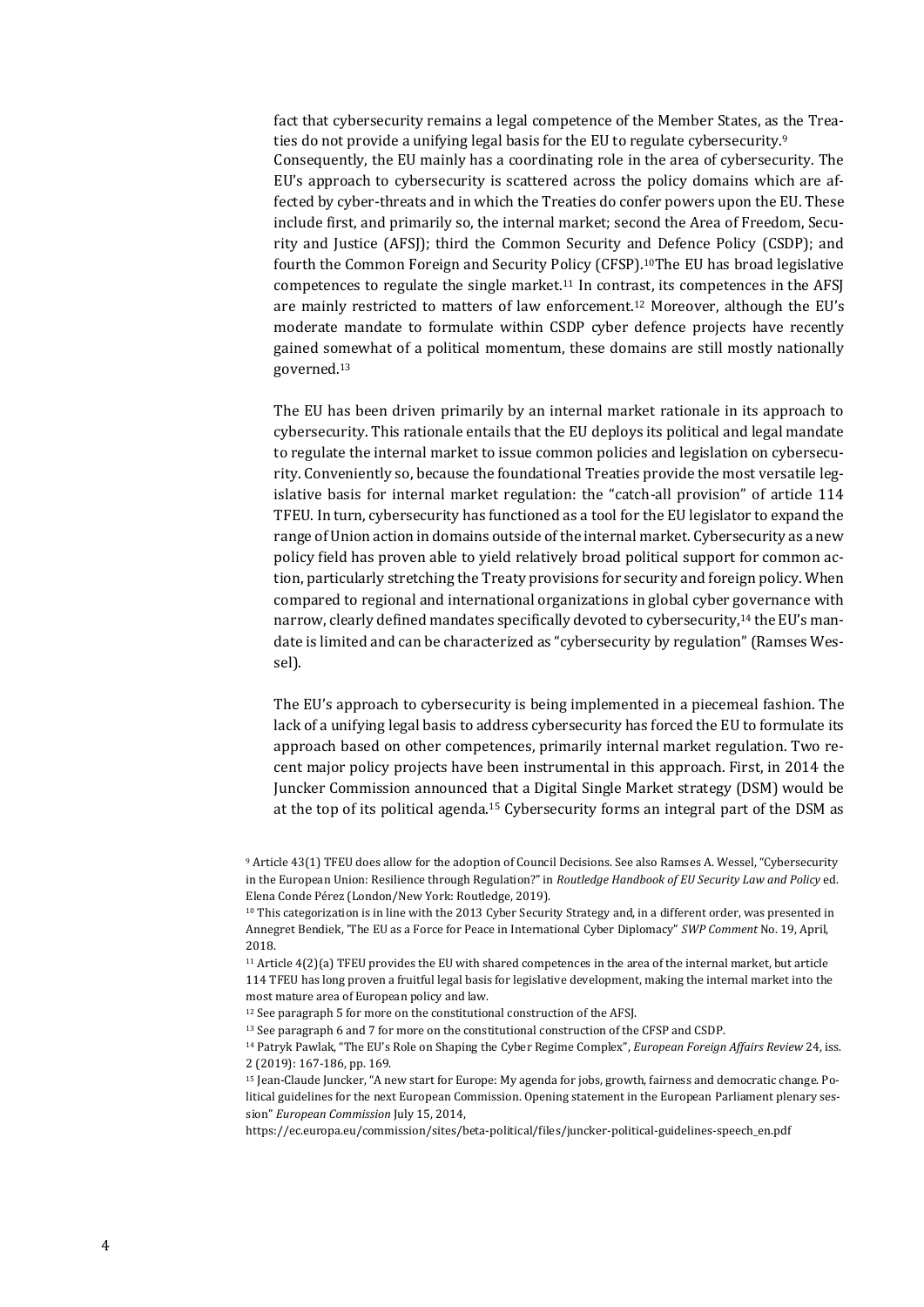fact that cybersecurity remains a legal competence of the Member States, as the Treaties do not provide a unifying legal basis for the EU to regulate cybersecurity.[9]

Consequently, the EU mainly has a coordinating role in the area of cybersecurity. The EU's approach to cybersecurity is scattered across the policy domains which are affected by cyber-threats and in which the Treaties do confer powers upon the EU. These include first, and primarily so, the internal market; second the Area of Freedom, Security and Justice (AFSJ); third the Common Security and Defence Policy (CSDP); and fourth the Common Foreign and Security Policy (CFSP).[10] The EU has broad legislative competences to regulate the single market.[11] In contrast, its competences in the AFSJ are mainly restricted to matters of law enforcement.[12] Moreover, although the EU's moderate mandate to formulate within CSDP cyber defence projects have recently gained somewhat of a political momentum, these domains are still mostly nationally governed.[13]

The EU has been driven primarily by an internal market rationale in its approach to cybersecurity. This rationale entails that the EU deploys its political and legal mandate to regulate the internal market to issue common policies and legislation on cybersecurity. Conveniently so, because the foundational Treaties provide the most versatile legislative basis for internal market regulation: the "catch-all provision" of article 114 TFEU. In turn, cybersecurity has functioned as a tool for the EU legislator to expand the range of Union action in domains outside of the internal market. Cybersecurity as a new policy field has proven able to yield relatively broad political support for common action, particularly stretching the Treaty provisions for security and foreign policy. When compared to regional and international organizations in global cyber governance with narrow, clearly defined mandates specifically devoted to cybersecurity,[14] the EU's mandate is limited and can be characterized as "cybersecurity by regulation" (Ramses Wessel).

The EU's approach to cybersecurity is being implemented in a piecemeal fashion. The lack of a unifying legal basis to address cybersecurity has forced the EU to formulate its approach based on other competences, primarily internal market regulation. Two recent major policy projects have been instrumental in this approach. First, in 2014 the Juncker Commission announced that a Digital Single Market strategy (DSM) would be at the top of its political agenda.[15] Cybersecurity forms an integral part of the DSM as

[9] Article 43(1) TFEU does allow for the adoption of Council Decisions. See also Ramses A. Wessel, "Cybersecurity in the European Union: Resilience through Regulation?" in *Routledge Handbook of EU Security Law and Policy* ed. Elena Conde Pérez (London/New York: Routledge, 2019).

[10] This categorization is in line with the 2013 Cyber Security Strategy and, in a different order, was presented in Annegret Bendiek, 'The EU as a Force for Peace in International Cyber Diplomacy" *SWP Comment* No. 19, April, 2018.

[11] Article 4(2)(a) TFEU provides the EU with shared competences in the area of the internal market, but article 114 TFEU has long proven a fruitful legal basis for legislative development, making the internal market into the most mature area of European policy and law.

[12] See paragraph 5 for more on the constitutional construction of the AFSJ.

[13] See paragraph 6 and 7 for more on the constitutional construction of the CFSP and CSDP.

[14] Patryk Pawlak, "The EU's Role on Shaping the Cyber Regime Complex", *European Foreign Affairs Review* 24, iss. 2 (2019): 167-186, pp. 169.

[15] Jean-Claude Juncker, "A new start for Europe: My agenda for jobs, growth, fairness and democratic change. Political guidelines for the next European Commission. Opening statement in the European Parliament plenary session" *European Commission* July 15, 2014, https://ec.europa.eu/commission/sites/beta-political/files/juncker-political-guidelines-speech_en.pdf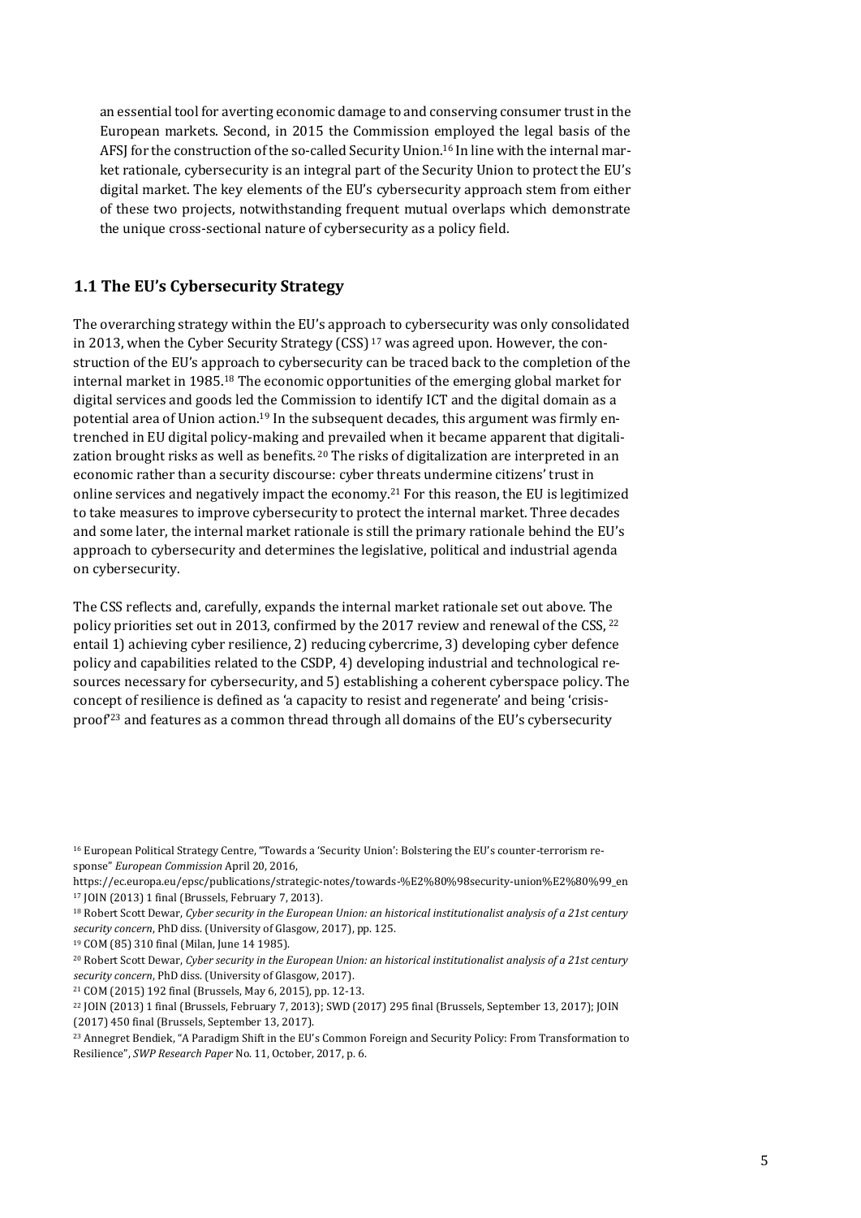an essential tool for averting economic damage to and conserving consumer trust in the European markets. Second, in 2015 the Commission employed the legal basis of the AFSJ for the construction of the so-called Security Union.[16] In line with the internal market rationale, cybersecurity is an integral part of the Security Union to protect the EU's digital market. The key elements of the EU's cybersecurity approach stem from either of these two projects, notwithstanding frequent mutual overlaps which demonstrate the unique cross-sectional nature of cybersecurity as a policy field.

## 1.1 The EU's Cybersecurity Strategy

The overarching strategy within the EU's approach to cybersecurity was only consolidated in 2013, when the Cyber Security Strategy (CSS)[17] was agreed upon. However, the construction of the EU's approach to cybersecurity can be traced back to the completion of the internal market in 1985.[18] The economic opportunities of the emerging global market for digital services and goods led the Commission to identify ICT and the digital domain as a potential area of Union action.[19] In the subsequent decades, this argument was firmly entrenched in EU digital policy-making and prevailed when it became apparent that digitalization brought risks as well as benefits.[20] The risks of digitalization are interpreted in an economic rather than a security discourse: cyber threats undermine citizens' trust in online services and negatively impact the economy.[21] For this reason, the EU is legitimized to take measures to improve cybersecurity to protect the internal market. Three decades and some later, the internal market rationale is still the primary rationale behind the EU's approach to cybersecurity and determines the legislative, political and industrial agenda on cybersecurity.

The CSS reflects and, carefully, expands the internal market rationale set out above. The policy priorities set out in 2013, confirmed by the 2017 review and renewal of the CSS,[22] entail 1) achieving cyber resilience, 2) reducing cybercrime, 3) developing cyber defence policy and capabilities related to the CSDP, 4) developing industrial and technological resources necessary for cybersecurity, and 5) establishing a coherent cyberspace policy. The concept of resilience is defined as 'a capacity to resist and regenerate' and being 'crisis-proof'[23] and features as a common thread through all domains of the EU's cybersecurity

---

[16] European Political Strategy Centre, "Towards a 'Security Union': Bolstering the EU's counter-terrorism response" *European Commission* April 20, 2016, https://ec.europa.eu/epsc/publications/strategic-notes/towards-%E2%80%98security-union%E2%80%99_en

[17] JOIN (2013) 1 final (Brussels, February 7, 2013).

[18] Robert Scott Dewar, *Cyber security in the European Union: an historical institutionalist analysis of a 21st century security concern*, PhD diss. (University of Glasgow, 2017), pp. 125.

[19] COM (85) 310 final (Milan, June 14 1985).

[20] Robert Scott Dewar, *Cyber security in the European Union: an historical institutionalist analysis of a 21st century security concern*, PhD diss. (University of Glasgow, 2017).

[21] COM (2015) 192 final (Brussels, May 6, 2015), pp. 12-13.

[22] JOIN (2013) 1 final (Brussels, February 7, 2013); SWD (2017) 295 final (Brussels, September 13, 2017); JOIN (2017) 450 final (Brussels, September 13, 2017).

[23] Annegret Bendiek, "A Paradigm Shift in the EU's Common Foreign and Security Policy: From Transformation to Resilience", *SWP Research Paper* No. 11, October, 2017, p. 6.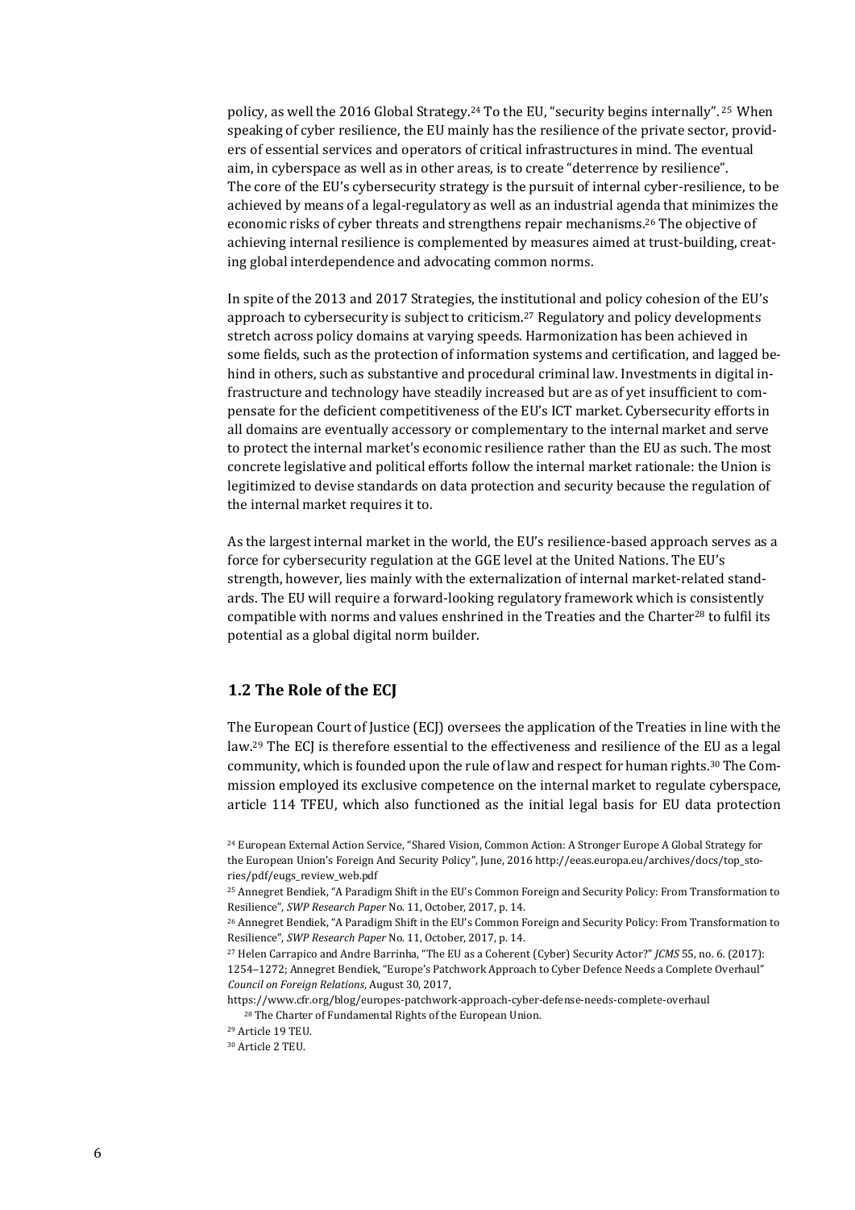policy, as well the 2016 Global Strategy.[24] To the EU, "security begins internally". [25] When speaking of cyber resilience, the EU mainly has the resilience of the private sector, providers of essential services and operators of critical infrastructures in mind. The eventual aim, in cyberspace as well as in other areas, is to create "deterrence by resilience". The core of the EU's cybersecurity strategy is the pursuit of internal cyber-resilience, to be achieved by means of a legal-regulatory as well as an industrial agenda that minimizes the economic risks of cyber threats and strengthens repair mechanisms.[26] The objective of achieving internal resilience is complemented by measures aimed at trust-building, creating global interdependence and advocating common norms.

In spite of the 2013 and 2017 Strategies, the institutional and policy cohesion of the EU's approach to cybersecurity is subject to criticism.[27] Regulatory and policy developments stretch across policy domains at varying speeds. Harmonization has been achieved in some fields, such as the protection of information systems and certification, and lagged behind in others, such as substantive and procedural criminal law. Investments in digital infrastructure and technology have steadily increased but are as of yet insufficient to compensate for the deficient competitiveness of the EU's ICT market. Cybersecurity efforts in all domains are eventually accessory or complementary to the internal market and serve to protect the internal market's economic resilience rather than the EU as such. The most concrete legislative and political efforts follow the internal market rationale: the Union is legitimized to devise standards on data protection and security because the regulation of the internal market requires it to.

As the largest internal market in the world, the EU's resilience-based approach serves as a force for cybersecurity regulation at the GGE level at the United Nations. The EU's strength, however, lies mainly with the externalization of internal market-related standards. The EU will require a forward-looking regulatory framework which is consistently compatible with norms and values enshrined in the Treaties and the Charter[28] to fulfil its potential as a global digital norm builder.

## 1.2 The Role of the ECJ

The European Court of Justice (ECJ) oversees the application of the Treaties in line with the law.[29] The ECJ is therefore essential to the effectiveness and resilience of the EU as a legal community, which is founded upon the rule of law and respect for human rights.[30] The Commission employed its exclusive competence on the internal market to regulate cyberspace, article 114 TFEU, which also functioned as the initial legal basis for EU data protection

[24] European External Action Service, "Shared Vision, Common Action: A Stronger Europe A Global Strategy for the European Union's Foreign And Security Policy", June, 2016 http://eeas.europa.eu/archives/docs/top_stories/pdf/eugs_review_web.pdf

[25] Annegret Bendiek, "A Paradigm Shift in the EU's Common Foreign and Security Policy: From Transformation to Resilience", *SWP Research Paper* No. 11, October, 2017, p. 14.

[26] Annegret Bendiek, "A Paradigm Shift in the EU's Common Foreign and Security Policy: From Transformation to Resilience", *SWP Research Paper* No. 11, October, 2017, p. 14.

[27] Helen Carrapico and Andre Barrinha, "The EU as a Coherent (Cyber) Security Actor?" *JCMS* 55, no. 6. (2017): 1254–1272; Annegret Bendiek, "Europe's Patchwork Approach to Cyber Defence Needs a Complete Overhaul" *Council on Foreign Relations*, August 30, 2017, https://www.cfr.org/blog/europes-patchwork-approach-cyber-defense-needs-complete-overhaul

[28] The Charter of Fundamental Rights of the European Union.

[29] Article 19 TEU.

[30] Article 2 TEU.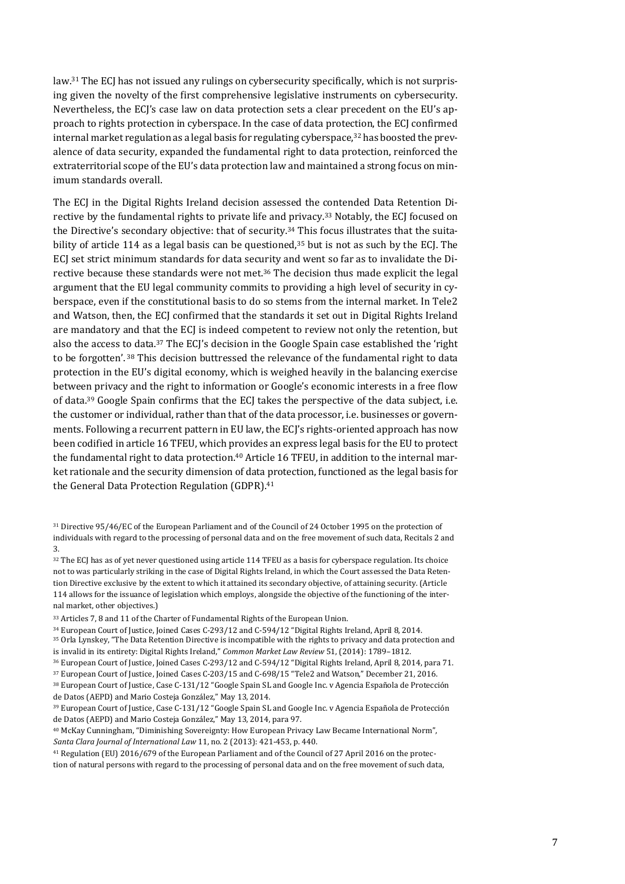law.[31] The ECJ has not issued any rulings on cybersecurity specifically, which is not surprising given the novelty of the first comprehensive legislative instruments on cybersecurity. Nevertheless, the ECJ's case law on data protection sets a clear precedent on the EU's approach to rights protection in cyberspace. In the case of data protection, the ECJ confirmed internal market regulation as a legal basis for regulating cyberspace,[32] has boosted the prevalence of data security, expanded the fundamental right to data protection, reinforced the extraterritorial scope of the EU's data protection law and maintained a strong focus on minimum standards overall.

The ECJ in the Digital Rights Ireland decision assessed the contended Data Retention Directive by the fundamental rights to private life and privacy.[33] Notably, the ECJ focused on the Directive's secondary objective: that of security.[34] This focus illustrates that the suitability of article 114 as a legal basis can be questioned,[35] but is not as such by the ECJ. The ECJ set strict minimum standards for data security and went so far as to invalidate the Directive because these standards were not met.[36] The decision thus made explicit the legal argument that the EU legal community commits to providing a high level of security in cyberspace, even if the constitutional basis to do so stems from the internal market. In Tele2 and Watson, then, the ECJ confirmed that the standards it set out in Digital Rights Ireland are mandatory and that the ECJ is indeed competent to review not only the retention, but also the access to data.[37] The ECJ's decision in the Google Spain case established the 'right to be forgotten'.[38] This decision buttressed the relevance of the fundamental right to data protection in the EU's digital economy, which is weighed heavily in the balancing exercise between privacy and the right to information or Google's economic interests in a free flow of data.[39] Google Spain confirms that the ECJ takes the perspective of the data subject, i.e. the customer or individual, rather than that of the data processor, i.e. businesses or governments. Following a recurrent pattern in EU law, the ECJ's rights-oriented approach has now been codified in article 16 TFEU, which provides an express legal basis for the EU to protect the fundamental right to data protection.[40] Article 16 TFEU, in addition to the internal market rationale and the security dimension of data protection, functioned as the legal basis for the General Data Protection Regulation (GDPR).[41]

[31] Directive 95/46/EC of the European Parliament and of the Council of 24 October 1995 on the protection of individuals with regard to the processing of personal data and on the free movement of such data, Recitals 2 and 3.

[32] The ECJ has as of yet never questioned using article 114 TFEU as a basis for cyberspace regulation. Its choice not to was particularly striking in the case of Digital Rights Ireland, in which the Court assessed the Data Retention Directive exclusive by the extent to which it attained its secondary objective, of attaining security. (Article 114 allows for the issuance of legislation which employs, alongside the objective of the functioning of the internal market, other objectives.)

[33] Articles 7, 8 and 11 of the Charter of Fundamental Rights of the European Union.

[34] European Court of Justice, Joined Cases C-293/12 and C-594/12 "Digital Rights Ireland, April 8, 2014.

[35] Orla Lynskey, "The Data Retention Directive is incompatible with the rights to privacy and data protection and is invalid in its entirety: Digital Rights Ireland," *Common Market Law Review* 51, (2014): 1789–1812.

[36] European Court of Justice, Joined Cases C-293/12 and C-594/12 "Digital Rights Ireland, April 8, 2014, para 71.

[37] European Court of Justice, Joined Cases C-203/15 and C-698/15 "Tele2 and Watson," December 21, 2016.

[38] European Court of Justice, Case C-131/12 "Google Spain SL and Google Inc. v Agencia Española de Protección de Datos (AEPD) and Mario Costeja González," May 13, 2014.

[39] European Court of Justice, Case C-131/12 "Google Spain SL and Google Inc. v Agencia Española de Protección de Datos (AEPD) and Mario Costeja González," May 13, 2014, para 97.

[40] McKay Cunningham, "Diminishing Sovereignty: How European Privacy Law Became International Norm", *Santa Clara Journal of International Law* 11, no. 2 (2013): 421-453, p. 440.

[41] Regulation (EU) 2016/679 of the European Parliament and of the Council of 27 April 2016 on the protection of natural persons with regard to the processing of personal data and on the free movement of such data,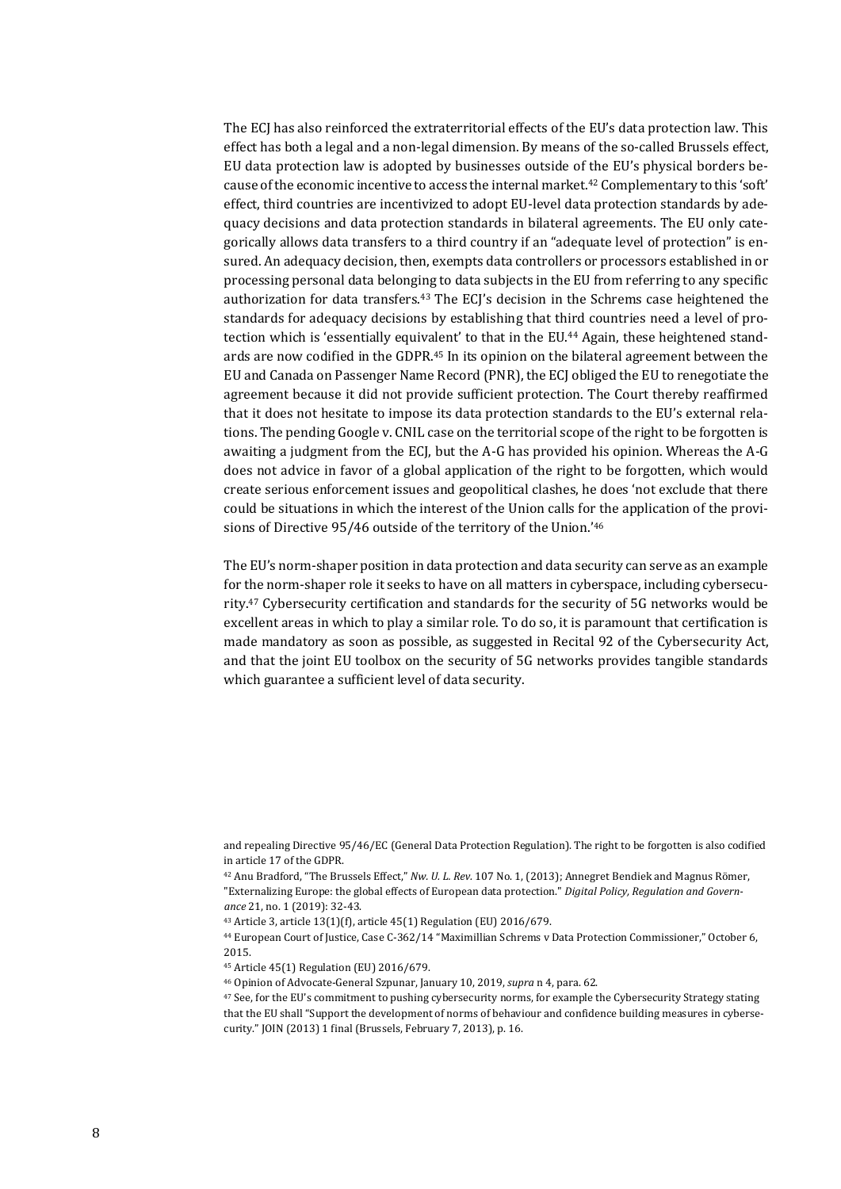The ECJ has also reinforced the extraterritorial effects of the EU's data protection law. This effect has both a legal and a non-legal dimension. By means of the so-called Brussels effect, EU data protection law is adopted by businesses outside of the EU's physical borders because of the economic incentive to access the internal market.[42] Complementary to this 'soft' effect, third countries are incentivized to adopt EU-level data protection standards by adequacy decisions and data protection standards in bilateral agreements. The EU only categorically allows data transfers to a third country if an "adequate level of protection" is ensured. An adequacy decision, then, exempts data controllers or processors established in or processing personal data belonging to data subjects in the EU from referring to any specific authorization for data transfers.[43] The ECJ's decision in the Schrems case heightened the standards for adequacy decisions by establishing that third countries need a level of protection which is 'essentially equivalent' to that in the EU.[44] Again, these heightened standards are now codified in the GDPR.[45] In its opinion on the bilateral agreement between the EU and Canada on Passenger Name Record (PNR), the ECJ obliged the EU to renegotiate the agreement because it did not provide sufficient protection. The Court thereby reaffirmed that it does not hesitate to impose its data protection standards to the EU's external relations. The pending Google v. CNIL case on the territorial scope of the right to be forgotten is awaiting a judgment from the ECJ, but the A-G has provided his opinion. Whereas the A-G does not advice in favor of a global application of the right to be forgotten, which would create serious enforcement issues and geopolitical clashes, he does 'not exclude that there could be situations in which the interest of the Union calls for the application of the provisions of Directive 95/46 outside of the territory of the Union.'[46]

The EU's norm-shaper position in data protection and data security can serve as an example for the norm-shaper role it seeks to have on all matters in cyberspace, including cybersecurity.[47] Cybersecurity certification and standards for the security of 5G networks would be excellent areas in which to play a similar role. To do so, it is paramount that certification is made mandatory as soon as possible, as suggested in Recital 92 of the Cybersecurity Act, and that the joint EU toolbox on the security of 5G networks provides tangible standards which guarantee a sufficient level of data security.

---

and repealing Directive 95/46/EC (General Data Protection Regulation). The right to be forgotten is also codified in article 17 of the GDPR.

[42] Anu Bradford, "The Brussels Effect," *Nw. U. L. Rev.* 107 No. 1, (2013); Annegret Bendiek and Magnus Römer, "Externalizing Europe: the global effects of European data protection." *Digital Policy, Regulation and Governance* 21, no. 1 (2019): 32-43.

[43] Article 3, article 13(1)(f), article 45(1) Regulation (EU) 2016/679.

[44] European Court of Justice, Case C-362/14 "Maximillian Schrems v Data Protection Commissioner," October 6, 2015.

[45] Article 45(1) Regulation (EU) 2016/679.

[46] Opinion of Advocate-General Szpunar, January 10, 2019, *supra* n 4, para. 62.

[47] See, for the EU's commitment to pushing cybersecurity norms, for example the Cybersecurity Strategy stating that the EU shall "Support the development of norms of behaviour and confidence building measures in cybersecurity." JOIN (2013) 1 final (Brussels, February 7, 2013), p. 16.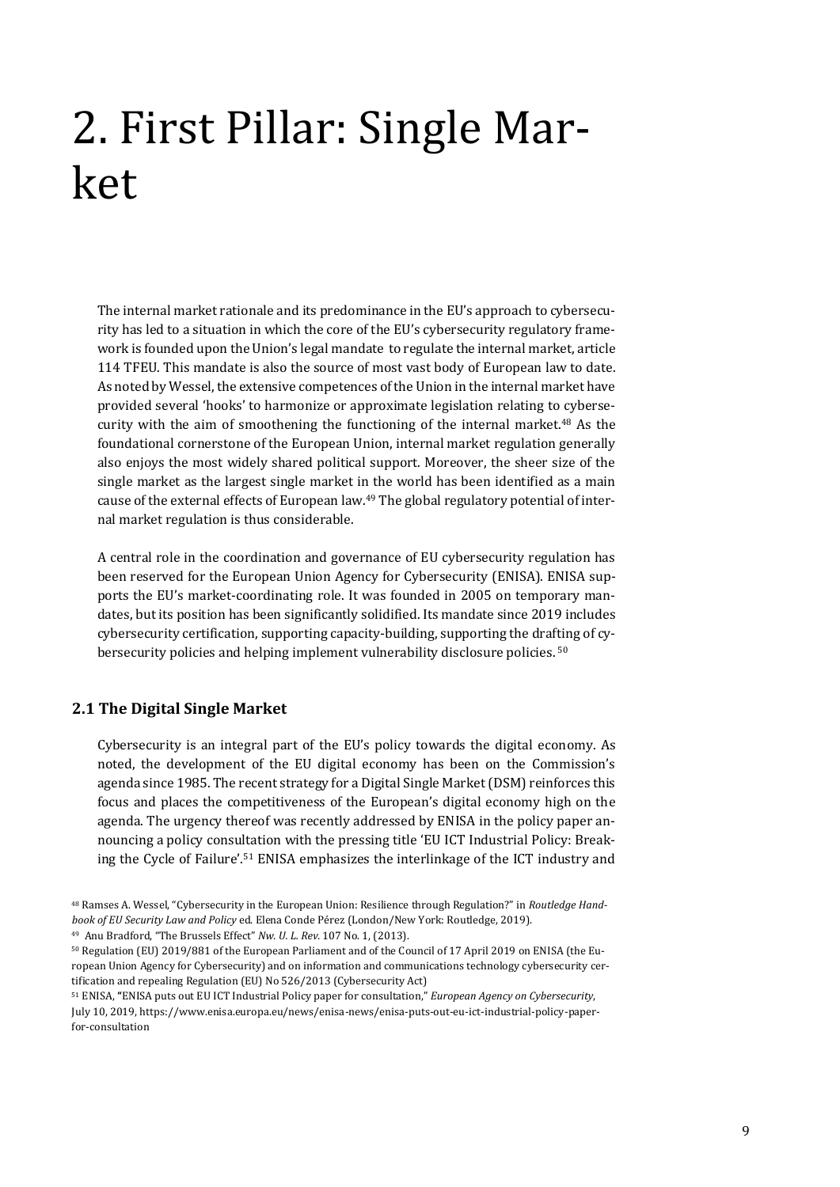# 2. First Pillar: Single Market

The internal market rationale and its predominance in the EU's approach to cybersecurity has led to a situation in which the core of the EU's cybersecurity regulatory framework is founded upon the Union's legal mandate to regulate the internal market, article 114 TFEU. This mandate is also the source of most vast body of European law to date. As noted by Wessel, the extensive competences of the Union in the internal market have provided several 'hooks' to harmonize or approximate legislation relating to cybersecurity with the aim of smoothening the functioning of the internal market.[48] As the foundational cornerstone of the European Union, internal market regulation generally also enjoys the most widely shared political support. Moreover, the sheer size of the single market as the largest single market in the world has been identified as a main cause of the external effects of European law.[49] The global regulatory potential of internal market regulation is thus considerable.

A central role in the coordination and governance of EU cybersecurity regulation has been reserved for the European Union Agency for Cybersecurity (ENISA). ENISA supports the EU's market-coordinating role. It was founded in 2005 on temporary mandates, but its position has been significantly solidified. Its mandate since 2019 includes cybersecurity certification, supporting capacity-building, supporting the drafting of cybersecurity policies and helping implement vulnerability disclosure policies.[50]

### 2.1 The Digital Single Market

Cybersecurity is an integral part of the EU's policy towards the digital economy. As noted, the development of the EU digital economy has been on the Commission's agenda since 1985. The recent strategy for a Digital Single Market (DSM) reinforces this focus and places the competitiveness of the European's digital economy high on the agenda. The urgency thereof was recently addressed by ENISA in the policy paper announcing a policy consultation with the pressing title 'EU ICT Industrial Policy: Breaking the Cycle of Failure'.[51] ENISA emphasizes the interlinkage of the ICT industry and

[48] Ramses A. Wessel, "Cybersecurity in the European Union: Resilience through Regulation?" in *Routledge Handbook of EU Security Law and Policy* ed. Elena Conde Pérez (London/New York: Routledge, 2019).

[49] Anu Bradford, "The Brussels Effect" *Nw. U. L. Rev.* 107 No. 1, (2013).

[50] Regulation (EU) 2019/881 of the European Parliament and of the Council of 17 April 2019 on ENISA (the European Union Agency for Cybersecurity) and on information and communications technology cybersecurity certification and repealing Regulation (EU) No 526/2013 (Cybersecurity Act)

[51] ENISA, "ENISA puts out EU ICT Industrial Policy paper for consultation," *European Agency on Cybersecurity*, July 10, 2019, https://www.enisa.europa.eu/news/enisa-news/enisa-puts-out-eu-ict-industrial-policy-paper-for-consultation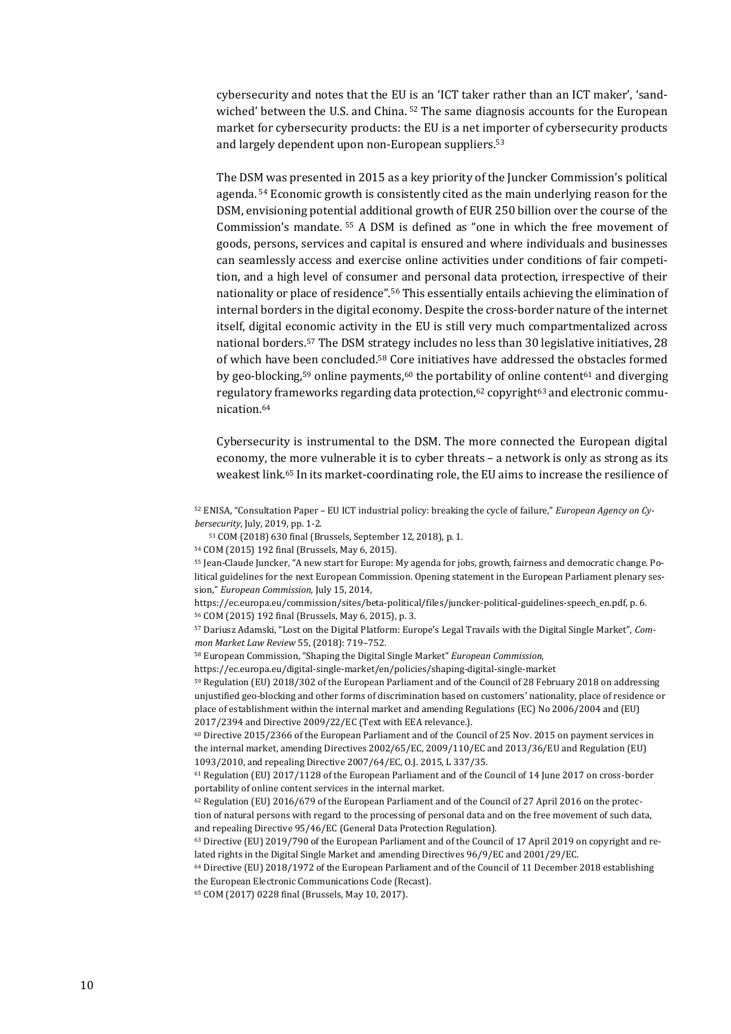cybersecurity and notes that the EU is an 'ICT taker rather than an ICT maker', 'sandwiched' between the U.S. and China. [52] The same diagnosis accounts for the European market for cybersecurity products: the EU is a net importer of cybersecurity products and largely dependent upon non-European suppliers.[53]

The DSM was presented in 2015 as a key priority of the Juncker Commission's political agenda. [54] Economic growth is consistently cited as the main underlying reason for the DSM, envisioning potential additional growth of EUR 250 billion over the course of the Commission's mandate. [55] A DSM is defined as "one in which the free movement of goods, persons, services and capital is ensured and where individuals and businesses can seamlessly access and exercise online activities under conditions of fair competition, and a high level of consumer and personal data protection, irrespective of their nationality or place of residence".[56] This essentially entails achieving the elimination of internal borders in the digital economy. Despite the cross-border nature of the internet itself, digital economic activity in the EU is still very much compartmentalized across national borders.[57] The DSM strategy includes no less than 30 legislative initiatives, 28 of which have been concluded.[58] Core initiatives have addressed the obstacles formed by geo-blocking,[59] online payments,[60] the portability of online content[61] and diverging regulatory frameworks regarding data protection,[62] copyright[63] and electronic communication.[64]

Cybersecurity is instrumental to the DSM. The more connected the European digital economy, the more vulnerable it is to cyber threats – a network is only as strong as its weakest link.[65] In its market-coordinating role, the EU aims to increase the resilience of

[52] ENISA, "Consultation Paper – EU ICT industrial policy: breaking the cycle of failure," *European Agency on Cybersecurity*, July, 2019, pp. 1-2.

[53] COM (2018) 630 final (Brussels, September 12, 2018), p. 1.

[54] COM (2015) 192 final (Brussels, May 6, 2015).

[55] Jean-Claude Juncker, "A new start for Europe: My agenda for jobs, growth, fairness and democratic change. Political guidelines for the next European Commission. Opening statement in the European Parliament plenary session," *European Commission*, July 15, 2014, https://ec.europa.eu/commission/sites/beta-political/files/juncker-political-guidelines-speech_en.pdf, p. 6.

[56] COM (2015) 192 final (Brussels, May 6, 2015), p. 3.

[57] Dariusz Adamski, "Lost on the Digital Platform: Europe's Legal Travails with the Digital Single Market", *Common Market Law Review* 55, (2018): 719–752.

[58] European Commission, "Shaping the Digital Single Market" *European Commission*, https://ec.europa.eu/digital-single-market/en/policies/shaping-digital-single-market

[59] Regulation (EU) 2018/302 of the European Parliament and of the Council of 28 February 2018 on addressing unjustified geo-blocking and other forms of discrimination based on customers' nationality, place of residence or place of establishment within the internal market and amending Regulations (EC) No 2006/2004 and (EU) 2017/2394 and Directive 2009/22/EC (Text with EEA relevance.).

[60] Directive 2015/2366 of the European Parliament and of the Council of 25 Nov. 2015 on payment services in the internal market, amending Directives 2002/65/EC, 2009/110/EC and 2013/36/EU and Regulation (EU) 1093/2010, and repealing Directive 2007/64/EC, O.J. 2015, L 337/35.

[61] Regulation (EU) 2017/1128 of the European Parliament and of the Council of 14 June 2017 on cross-border portability of online content services in the internal market.

[62] Regulation (EU) 2016/679 of the European Parliament and of the Council of 27 April 2016 on the protection of natural persons with regard to the processing of personal data and on the free movement of such data, and repealing Directive 95/46/EC (General Data Protection Regulation).

[63] Directive (EU) 2019/790 of the European Parliament and of the Council of 17 April 2019 on copyright and related rights in the Digital Single Market and amending Directives 96/9/EC and 2001/29/EC.

[64] Directive (EU) 2018/1972 of the European Parliament and of the Council of 11 December 2018 establishing the European Electronic Communications Code (Recast).

[65] COM (2017) 0228 final (Brussels, May 10, 2017).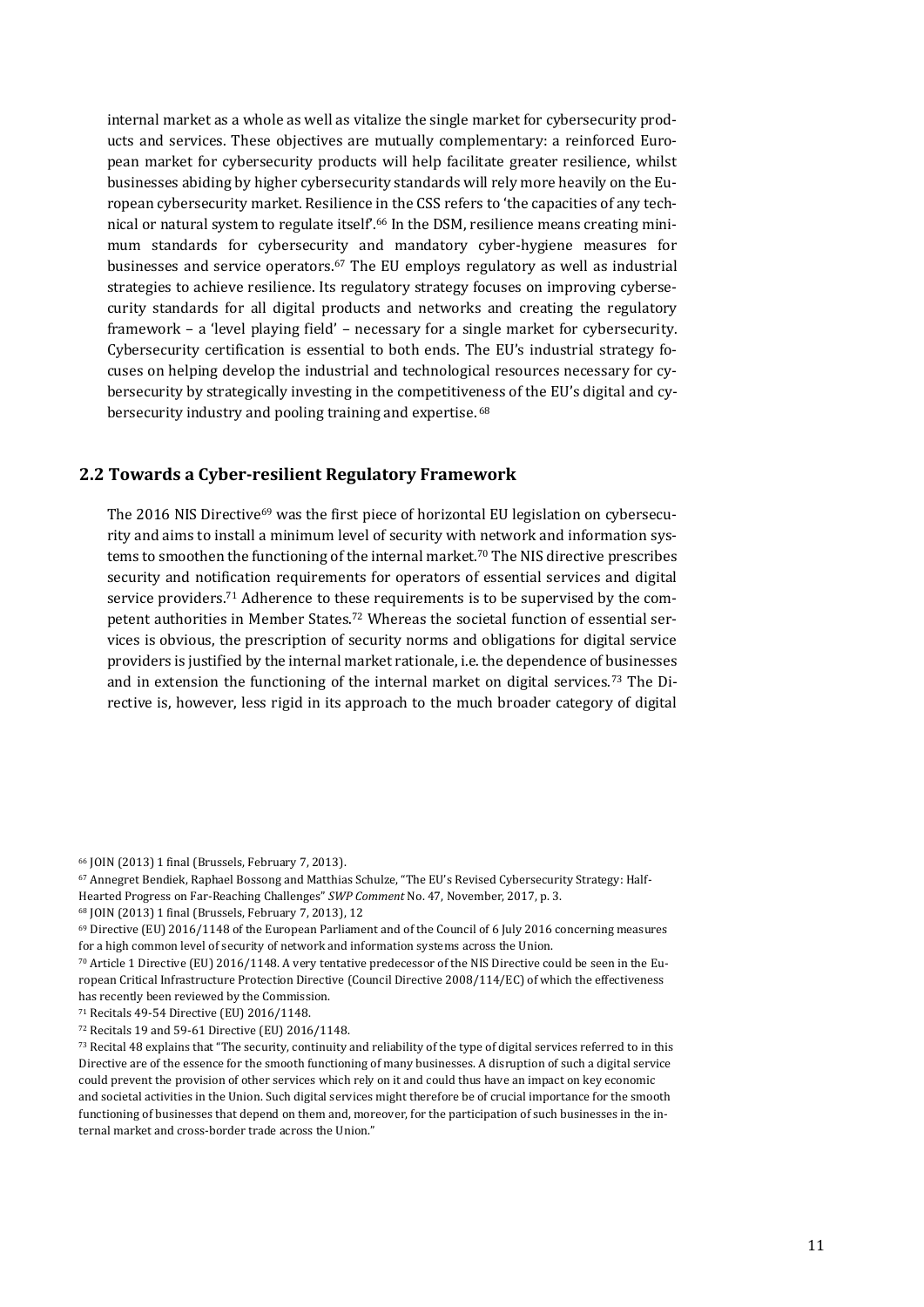internal market as a whole as well as vitalize the single market for cybersecurity products and services. These objectives are mutually complementary: a reinforced European market for cybersecurity products will help facilitate greater resilience, whilst businesses abiding by higher cybersecurity standards will rely more heavily on the European cybersecurity market. Resilience in the CSS refers to 'the capacities of any technical or natural system to regulate itself'.[66] In the DSM, resilience means creating minimum standards for cybersecurity and mandatory cyber-hygiene measures for businesses and service operators.[67] The EU employs regulatory as well as industrial strategies to achieve resilience. Its regulatory strategy focuses on improving cybersecurity standards for all digital products and networks and creating the regulatory framework – a 'level playing field' – necessary for a single market for cybersecurity. Cybersecurity certification is essential to both ends. The EU's industrial strategy focuses on helping develop the industrial and technological resources necessary for cybersecurity by strategically investing in the competitiveness of the EU's digital and cybersecurity industry and pooling training and expertise.[68]

## 2.2 Towards a Cyber-resilient Regulatory Framework

The 2016 NIS Directive[69] was the first piece of horizontal EU legislation on cybersecurity and aims to install a minimum level of security with network and information systems to smoothen the functioning of the internal market.[70] The NIS directive prescribes security and notification requirements for operators of essential services and digital service providers.[71] Adherence to these requirements is to be supervised by the competent authorities in Member States.[72] Whereas the societal function of essential services is obvious, the prescription of security norms and obligations for digital service providers is justified by the internal market rationale, i.e. the dependence of businesses and in extension the functioning of the internal market on digital services.[73] The Directive is, however, less rigid in its approach to the much broader category of digital

[66] JOIN (2013) 1 final (Brussels, February 7, 2013).

[67] Annegret Bendiek, Raphael Bossong and Matthias Schulze, "The EU's Revised Cybersecurity Strategy: Half-Hearted Progress on Far-Reaching Challenges" *SWP Comment* No. 47, November, 2017, p. 3.

[68] JOIN (2013) 1 final (Brussels, February 7, 2013), 12

[69] Directive (EU) 2016/1148 of the European Parliament and of the Council of 6 July 2016 concerning measures for a high common level of security of network and information systems across the Union.

[70] Article 1 Directive (EU) 2016/1148. A very tentative predecessor of the NIS Directive could be seen in the European Critical Infrastructure Protection Directive (Council Directive 2008/114/EC) of which the effectiveness has recently been reviewed by the Commission.

[71] Recitals 49-54 Directive (EU) 2016/1148.

[72] Recitals 19 and 59-61 Directive (EU) 2016/1148.

[73] Recital 48 explains that "The security, continuity and reliability of the type of digital services referred to in this Directive are of the essence for the smooth functioning of many businesses. A disruption of such a digital service could prevent the provision of other services which rely on it and could thus have an impact on key economic and societal activities in the Union. Such digital services might therefore be of crucial importance for the smooth functioning of businesses that depend on them and, moreover, for the participation of such businesses in the internal market and cross-border trade across the Union."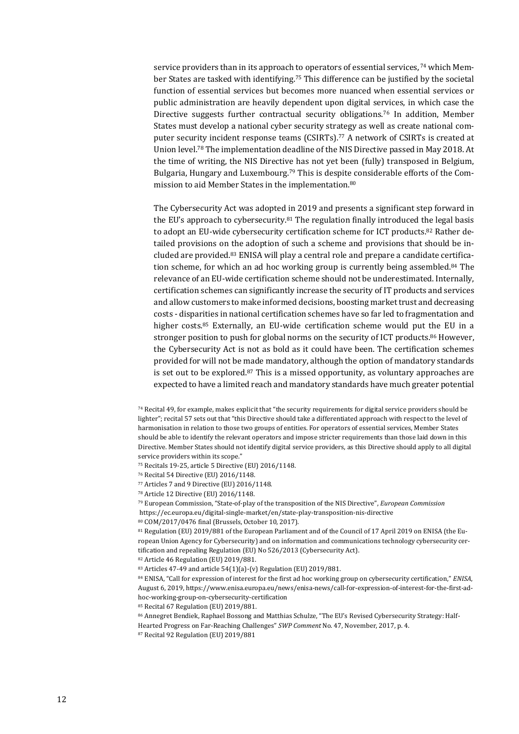service providers than in its approach to operators of essential services,[74] which Member States are tasked with identifying.[75] This difference can be justified by the societal function of essential services but becomes more nuanced when essential services or public administration are heavily dependent upon digital services, in which case the Directive suggests further contractual security obligations.[76] In addition, Member States must develop a national cyber security strategy as well as create national computer security incident response teams (CSIRTs).[77] A network of CSIRTs is created at Union level.[78] The implementation deadline of the NIS Directive passed in May 2018. At the time of writing, the NIS Directive has not yet been (fully) transposed in Belgium, Bulgaria, Hungary and Luxembourg.[79] This is despite considerable efforts of the Commission to aid Member States in the implementation.[80]

The Cybersecurity Act was adopted in 2019 and presents a significant step forward in the EU's approach to cybersecurity.[81] The regulation finally introduced the legal basis to adopt an EU-wide cybersecurity certification scheme for ICT products.[82] Rather detailed provisions on the adoption of such a scheme and provisions that should be included are provided.[83] ENISA will play a central role and prepare a candidate certification scheme, for which an ad hoc working group is currently being assembled.[84] The relevance of an EU-wide certification scheme should not be underestimated. Internally, certification schemes can significantly increase the security of IT products and services and allow customers to make informed decisions, boosting market trust and decreasing costs - disparities in national certification schemes have so far led to fragmentation and higher costs.[85] Externally, an EU-wide certification scheme would put the EU in a stronger position to push for global norms on the security of ICT products.[86] However, the Cybersecurity Act is not as bold as it could have been. The certification schemes provided for will not be made mandatory, although the option of mandatory standards is set out to be explored.[87] This is a missed opportunity, as voluntary approaches are expected to have a limited reach and mandatory standards have much greater potential

[74] Recital 49, for example, makes explicit that "the security requirements for digital service providers should be lighter"; recital 57 sets out that "this Directive should take a differentiated approach with respect to the level of harmonisation in relation to those two groups of entities. For operators of essential services, Member States should be able to identify the relevant operators and impose stricter requirements than those laid down in this Directive. Member States should not identify digital service providers, as this Directive should apply to all digital service providers within its scope."

[75] Recitals 19-25, article 5 Directive (EU) 2016/1148.

[76] Recital 54 Directive (EU) 2016/1148.

[77] Articles 7 and 9 Directive (EU) 2016/1148.

[78] Article 12 Directive (EU) 2016/1148.

[79] European Commission, "State-of-play of the transposition of the NIS Directive", *European Commission* https://ec.europa.eu/digital-single-market/en/state-play-transposition-nis-directive

[80] COM/2017/0476 final (Brussels, October 10, 2017).

[81] Regulation (EU) 2019/881 of the European Parliament and of the Council of 17 April 2019 on ENISA (the European Union Agency for Cybersecurity) and on information and communications technology cybersecurity certification and repealing Regulation (EU) No 526/2013 (Cybersecurity Act).

[82] Article 46 Regulation (EU) 2019/881.

[83] Articles 47-49 and article 54(1)(a)-(v) Regulation (EU) 2019/881.

[84] ENISA, "Call for expression of interest for the first ad hoc working group on cybersecurity certification," *ENISA*, August 6, 2019, https://www.enisa.europa.eu/news/enisa-news/call-for-expression-of-interest-for-the-first-ad-hoc-working-group-on-cybersecurity-certification

[85] Recital 67 Regulation (EU) 2019/881.

[86] Annegret Bendiek, Raphael Bossong and Matthias Schulze, "The EU's Revised Cybersecurity Strategy: Half-Hearted Progress on Far-Reaching Challenges" *SWP Comment* No. 47, November, 2017, p. 4.

[87] Recital 92 Regulation (EU) 2019/881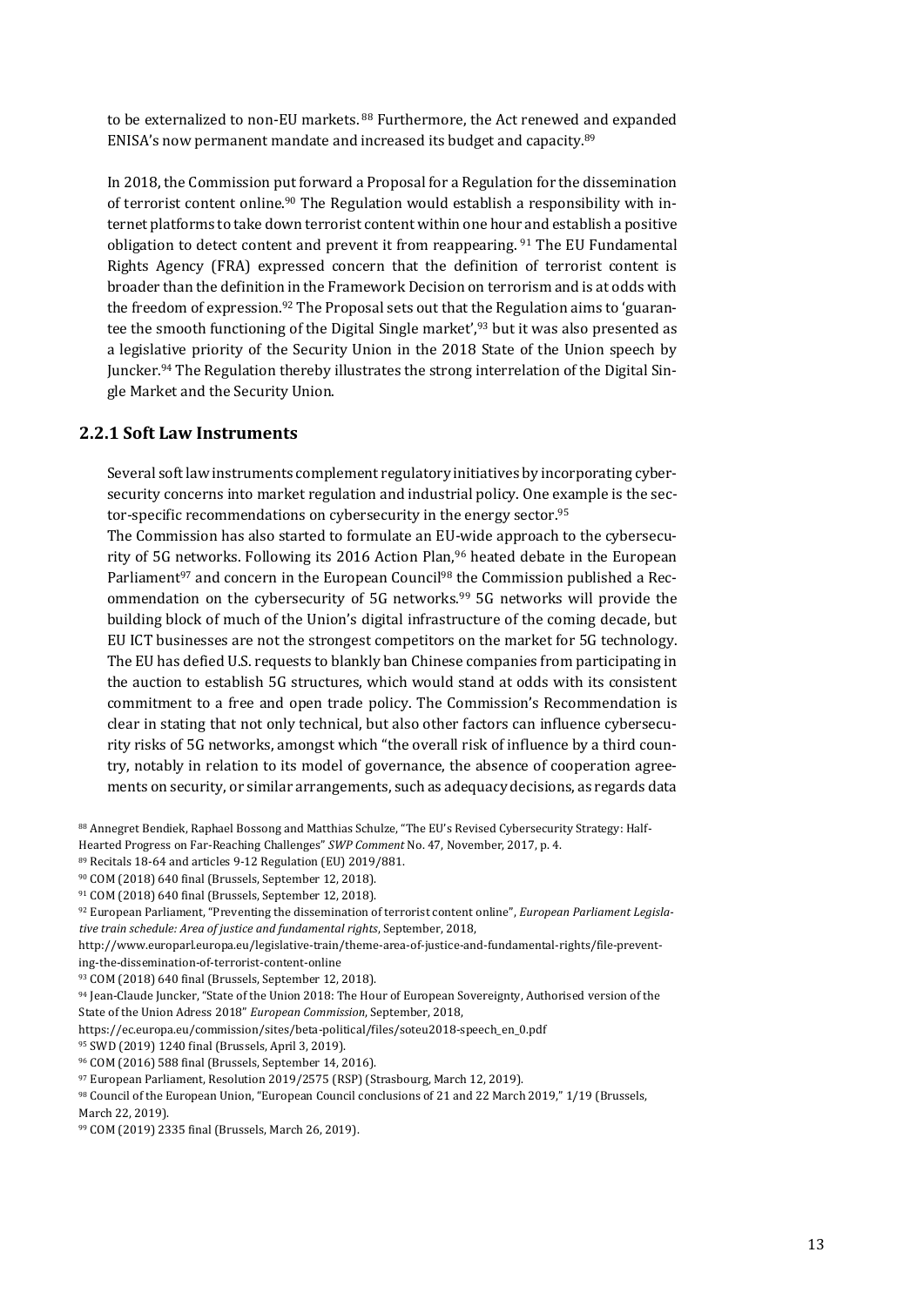to be externalized to non-EU markets.[88] Furthermore, the Act renewed and expanded ENISA's now permanent mandate and increased its budget and capacity.[89]

In 2018, the Commission put forward a Proposal for a Regulation for the dissemination of terrorist content online.[90] The Regulation would establish a responsibility with internet platforms to take down terrorist content within one hour and establish a positive obligation to detect content and prevent it from reappearing.[91] The EU Fundamental Rights Agency (FRA) expressed concern that the definition of terrorist content is broader than the definition in the Framework Decision on terrorism and is at odds with the freedom of expression.[92] The Proposal sets out that the Regulation aims to 'guarantee the smooth functioning of the Digital Single market',[93] but it was also presented as a legislative priority of the Security Union in the 2018 State of the Union speech by Juncker.[94] The Regulation thereby illustrates the strong interrelation of the Digital Single Market and the Security Union.

### 2.2.1 Soft Law Instruments

Several soft law instruments complement regulatory initiatives by incorporating cybersecurity concerns into market regulation and industrial policy. One example is the sector-specific recommendations on cybersecurity in the energy sector.[95]

The Commission has also started to formulate an EU-wide approach to the cybersecurity of 5G networks. Following its 2016 Action Plan,[96] heated debate in the European Parliament[97] and concern in the European Council[98] the Commission published a Recommendation on the cybersecurity of 5G networks.[99] 5G networks will provide the building block of much of the Union's digital infrastructure of the coming decade, but EU ICT businesses are not the strongest competitors on the market for 5G technology. The EU has defied U.S. requests to blankly ban Chinese companies from participating in the auction to establish 5G structures, which would stand at odds with its consistent commitment to a free and open trade policy. The Commission's Recommendation is clear in stating that not only technical, but also other factors can influence cybersecurity risks of 5G networks, amongst which "the overall risk of influence by a third country, notably in relation to its model of governance, the absence of cooperation agreements on security, or similar arrangements, such as adequacy decisions, as regards data

---

[88] Annegret Bendiek, Raphael Bossong and Matthias Schulze, "The EU's Revised Cybersecurity Strategy: Half-Hearted Progress on Far-Reaching Challenges" *SWP Comment* No. 47, November, 2017, p. 4.

[89] Recitals 18-64 and articles 9-12 Regulation (EU) 2019/881.

[90] COM (2018) 640 final (Brussels, September 12, 2018).

[91] COM (2018) 640 final (Brussels, September 12, 2018).

[92] European Parliament, "Preventing the dissemination of terrorist content online", *European Parliament Legislative train schedule: Area of justice and fundamental rights*, September, 2018, http://www.europarl.europa.eu/legislative-train/theme-area-of-justice-and-fundamental-rights/file-preventing-the-dissemination-of-terrorist-content-online

[93] COM (2018) 640 final (Brussels, September 12, 2018).

[94] Jean-Claude Juncker, "State of the Union 2018: The Hour of European Sovereignty, Authorised version of the State of the Union Adress 2018" *European Commission*, September, 2018, https://ec.europa.eu/commission/sites/beta-political/files/soteu2018-speech_en_0.pdf

[95] SWD (2019) 1240 final (Brussels, April 3, 2019).

[96] COM (2016) 588 final (Brussels, September 14, 2016).

[97] European Parliament, Resolution 2019/2575 (RSP) (Strasbourg, March 12, 2019).

[98] Council of the European Union, "European Council conclusions of 21 and 22 March 2019," 1/19 (Brussels, March 22, 2019).

[99] COM (2019) 2335 final (Brussels, March 26, 2019).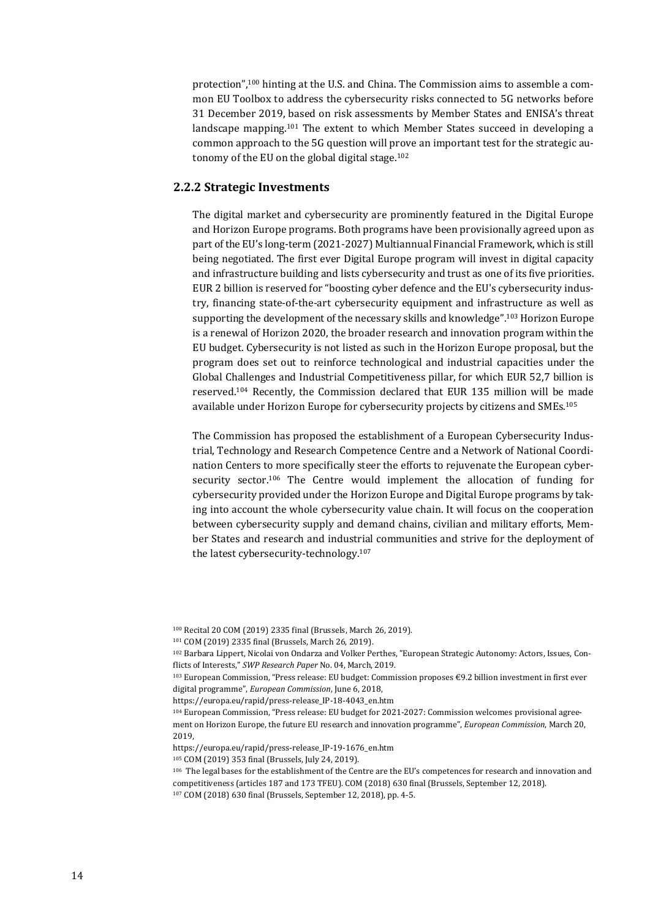protection",[100] hinting at the U.S. and China. The Commission aims to assemble a common EU Toolbox to address the cybersecurity risks connected to 5G networks before 31 December 2019, based on risk assessments by Member States and ENISA's threat landscape mapping.[101] The extent to which Member States succeed in developing a common approach to the 5G question will prove an important test for the strategic autonomy of the EU on the global digital stage.[102]

### 2.2.2 Strategic Investments

The digital market and cybersecurity are prominently featured in the Digital Europe and Horizon Europe programs. Both programs have been provisionally agreed upon as part of the EU's long-term (2021-2027) Multiannual Financial Framework, which is still being negotiated. The first ever Digital Europe program will invest in digital capacity and infrastructure building and lists cybersecurity and trust as one of its five priorities. EUR 2 billion is reserved for "boosting cyber defence and the EU's cybersecurity industry, financing state-of-the-art cybersecurity equipment and infrastructure as well as supporting the development of the necessary skills and knowledge".[103] Horizon Europe is a renewal of Horizon 2020, the broader research and innovation program within the EU budget. Cybersecurity is not listed as such in the Horizon Europe proposal, but the program does set out to reinforce technological and industrial capacities under the Global Challenges and Industrial Competitiveness pillar, for which EUR 52,7 billion is reserved.[104] Recently, the Commission declared that EUR 135 million will be made available under Horizon Europe for cybersecurity projects by citizens and SMEs.[105]

The Commission has proposed the establishment of a European Cybersecurity Industrial, Technology and Research Competence Centre and a Network of National Coordination Centers to more specifically steer the efforts to rejuvenate the European cybersecurity sector.[106] The Centre would implement the allocation of funding for cybersecurity provided under the Horizon Europe and Digital Europe programs by taking into account the whole cybersecurity value chain. It will focus on the cooperation between cybersecurity supply and demand chains, civilian and military efforts, Member States and research and industrial communities and strive for the deployment of the latest cybersecurity-technology.[107]

---

[100] Recital 20 COM (2019) 2335 final (Brussels, March 26, 2019).

[101] COM (2019) 2335 final (Brussels, March 26, 2019).

[102] Barbara Lippert, Nicolai von Ondarza and Volker Perthes, "European Strategic Autonomy: Actors, Issues, Conflicts of Interests," *SWP Research Paper* No. 04, March, 2019.

[103] European Commission, "Press release: EU budget: Commission proposes €9.2 billion investment in first ever digital programme", *European Commission*, June 6, 2018, https://europa.eu/rapid/press-release_IP-18-4043_en.htm

[104] European Commission, "Press release: EU budget for 2021-2027: Commission welcomes provisional agreement on Horizon Europe, the future EU research and innovation programme", *European Commission*, March 20, 2019, https://europa.eu/rapid/press-release_IP-19-1676_en.htm

[105] COM (2019) 353 final (Brussels, July 24, 2019).

[106] The legal bases for the establishment of the Centre are the EU's competences for research and innovation and competitiveness (articles 187 and 173 TFEU). COM (2018) 630 final (Brussels, September 12, 2018).

[107] COM (2018) 630 final (Brussels, September 12, 2018), pp. 4-5.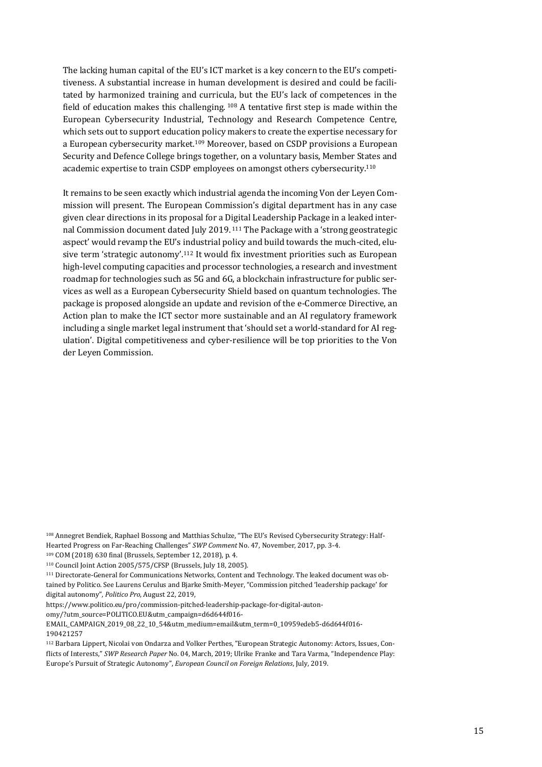The lacking human capital of the EU's ICT market is a key concern to the EU's competitiveness. A substantial increase in human development is desired and could be facilitated by harmonized training and curricula, but the EU's lack of competences in the field of education makes this challenging. [108] A tentative first step is made within the European Cybersecurity Industrial, Technology and Research Competence Centre, which sets out to support education policy makers to create the expertise necessary for a European cybersecurity market.[109] Moreover, based on CSDP provisions a European Security and Defence College brings together, on a voluntary basis, Member States and academic expertise to train CSDP employees on amongst others cybersecurity.[110]

It remains to be seen exactly which industrial agenda the incoming Von der Leyen Commission will present. The European Commission's digital department has in any case given clear directions in its proposal for a Digital Leadership Package in a leaked internal Commission document dated July 2019. [111] The Package with a 'strong geostrategic aspect' would revamp the EU's industrial policy and build towards the much-cited, elusive term 'strategic autonomy'.[112] It would fix investment priorities such as European high-level computing capacities and processor technologies, a research and investment roadmap for technologies such as 5G and 6G, a blockchain infrastructure for public services as well as a European Cybersecurity Shield based on quantum technologies. The package is proposed alongside an update and revision of the e-Commerce Directive, an Action plan to make the ICT sector more sustainable and an AI regulatory framework including a single market legal instrument that 'should set a world-standard for AI regulation'. Digital competitiveness and cyber-resilience will be top priorities to the Von der Leyen Commission.

[108] Annegret Bendiek, Raphael Bossong and Matthias Schulze, "The EU's Revised Cybersecurity Strategy: Half-Hearted Progress on Far-Reaching Challenges" *SWP Comment* No. 47, November, 2017, pp. 3-4.

[109] COM (2018) 630 final (Brussels, September 12, 2018), p. 4.

[110] Council Joint Action 2005/575/CFSP (Brussels, July 18, 2005).

[111] Directorate-General for Communications Networks, Content and Technology. The leaked document was obtained by Politico. See Laurens Cerulus and Bjarke Smith-Meyer, "Commission pitched 'leadership package' for digital autonomy", *Politico Pro*, August 22, 2019, https://www.politico.eu/pro/commission-pitched-leadership-package-for-digital-autonomy/?utm_source=POLITICO.EU&utm_campaign=d6d644f016-EMAIL_CAMPAIGN_2019_08_22_10_54&utm_medium=email&utm_term=0_10959edeb5-d6d644f016-190421257

[112] Barbara Lippert, Nicolai von Ondarza and Volker Perthes, "European Strategic Autonomy: Actors, Issues, Conflicts of Interests," *SWP Research Paper* No. 04, March, 2019; Ulrike Franke and Tara Varma, "Independence Play: Europe's Pursuit of Strategic Autonomy", *European Council on Foreign Relations*, July, 2019.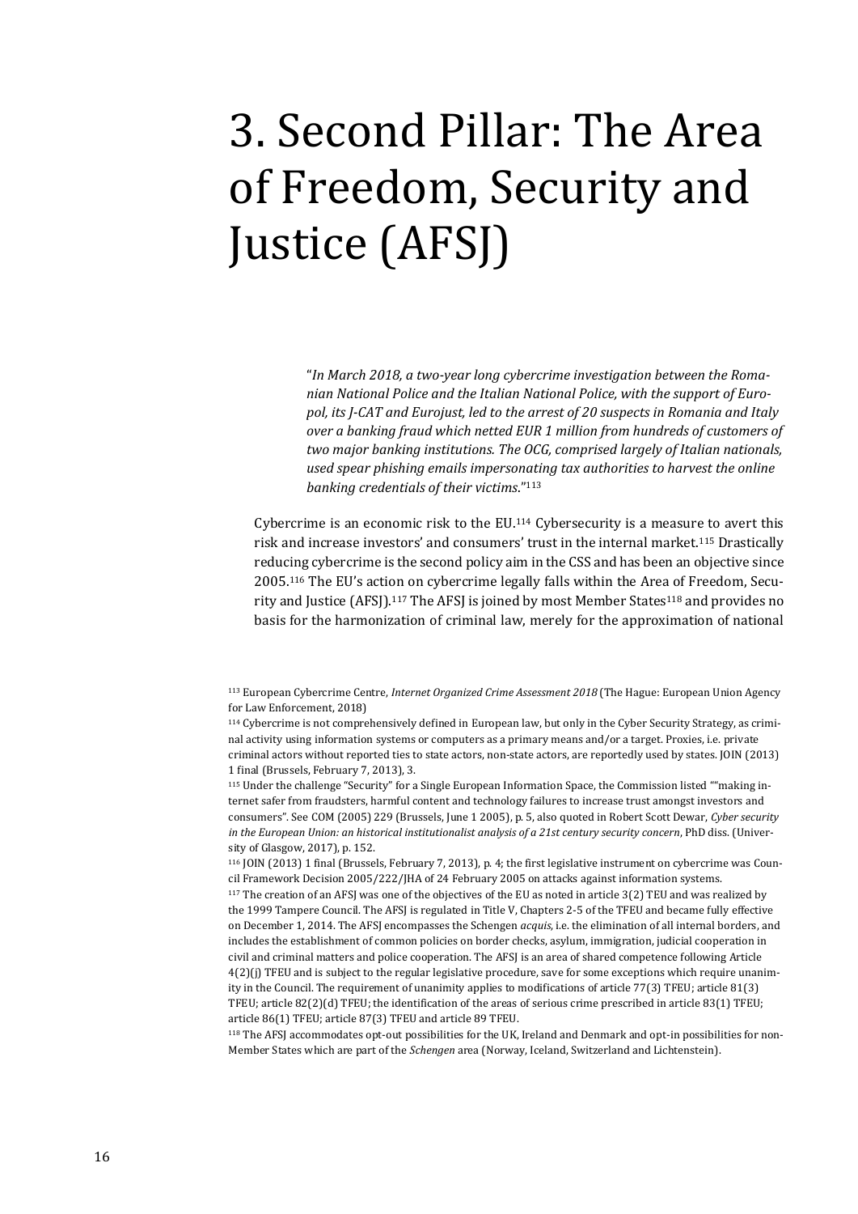# 3. Second Pillar: The Area of Freedom, Security and Justice (AFSJ)

> "*In March 2018, a two-year long cybercrime investigation between the Romanian National Police and the Italian National Police, with the support of Europol, its J-CAT and Eurojust, led to the arrest of 20 suspects in Romania and Italy over a banking fraud which netted EUR 1 million from hundreds of customers of two major banking institutions. The OCG, comprised largely of Italian nationals, used spear phishing emails impersonating tax authorities to harvest the online banking credentials of their victims*."[113]

Cybercrime is an economic risk to the EU.[114] Cybersecurity is a measure to avert this risk and increase investors' and consumers' trust in the internal market.[115] Drastically reducing cybercrime is the second policy aim in the CSS and has been an objective since 2005.[116] The EU's action on cybercrime legally falls within the Area of Freedom, Security and Justice (AFSJ).[117] The AFSJ is joined by most Member States[118] and provides no basis for the harmonization of criminal law, merely for the approximation of national

[113] European Cybercrime Centre, *Internet Organized Crime Assessment 2018* (The Hague: European Union Agency for Law Enforcement, 2018)

[114] Cybercrime is not comprehensively defined in European law, but only in the Cyber Security Strategy, as criminal activity using information systems or computers as a primary means and/or a target. Proxies, i.e. private criminal actors without reported ties to state actors, non-state actors, are reportedly used by states. JOIN (2013) 1 final (Brussels, February 7, 2013), 3.

[115] Under the challenge "Security" for a Single European Information Space, the Commission listed ""making internet safer from fraudsters, harmful content and technology failures to increase trust amongst investors and consumers". See COM (2005) 229 (Brussels, June 1 2005), p. 5, also quoted in Robert Scott Dewar, *Cyber security in the European Union: an historical institutionalist analysis of a 21st century security concern*, PhD diss. (University of Glasgow, 2017), p. 152.

[116] JOIN (2013) 1 final (Brussels, February 7, 2013), p. 4; the first legislative instrument on cybercrime was Council Framework Decision 2005/222/JHA of 24 February 2005 on attacks against information systems.

[117] The creation of an AFSJ was one of the objectives of the EU as noted in article 3(2) TEU and was realized by the 1999 Tampere Council. The AFSJ is regulated in Title V, Chapters 2-5 of the TFEU and became fully effective on December 1, 2014. The AFSJ encompasses the Schengen *acquis*, i.e. the elimination of all internal borders, and includes the establishment of common policies on border checks, asylum, immigration, judicial cooperation in civil and criminal matters and police cooperation. The AFSJ is an area of shared competence following Article 4(2)(j) TFEU and is subject to the regular legislative procedure, save for some exceptions which require unanimity in the Council. The requirement of unanimity applies to modifications of article 77(3) TFEU; article 81(3) TFEU; article 82(2)(d) TFEU; the identification of the areas of serious crime prescribed in article 83(1) TFEU; article 86(1) TFEU; article 87(3) TFEU and article 89 TFEU.

[118] The AFSJ accommodates opt-out possibilities for the UK, Ireland and Denmark and opt-in possibilities for non-Member States which are part of the *Schengen* area (Norway, Iceland, Switzerland and Lichtenstein).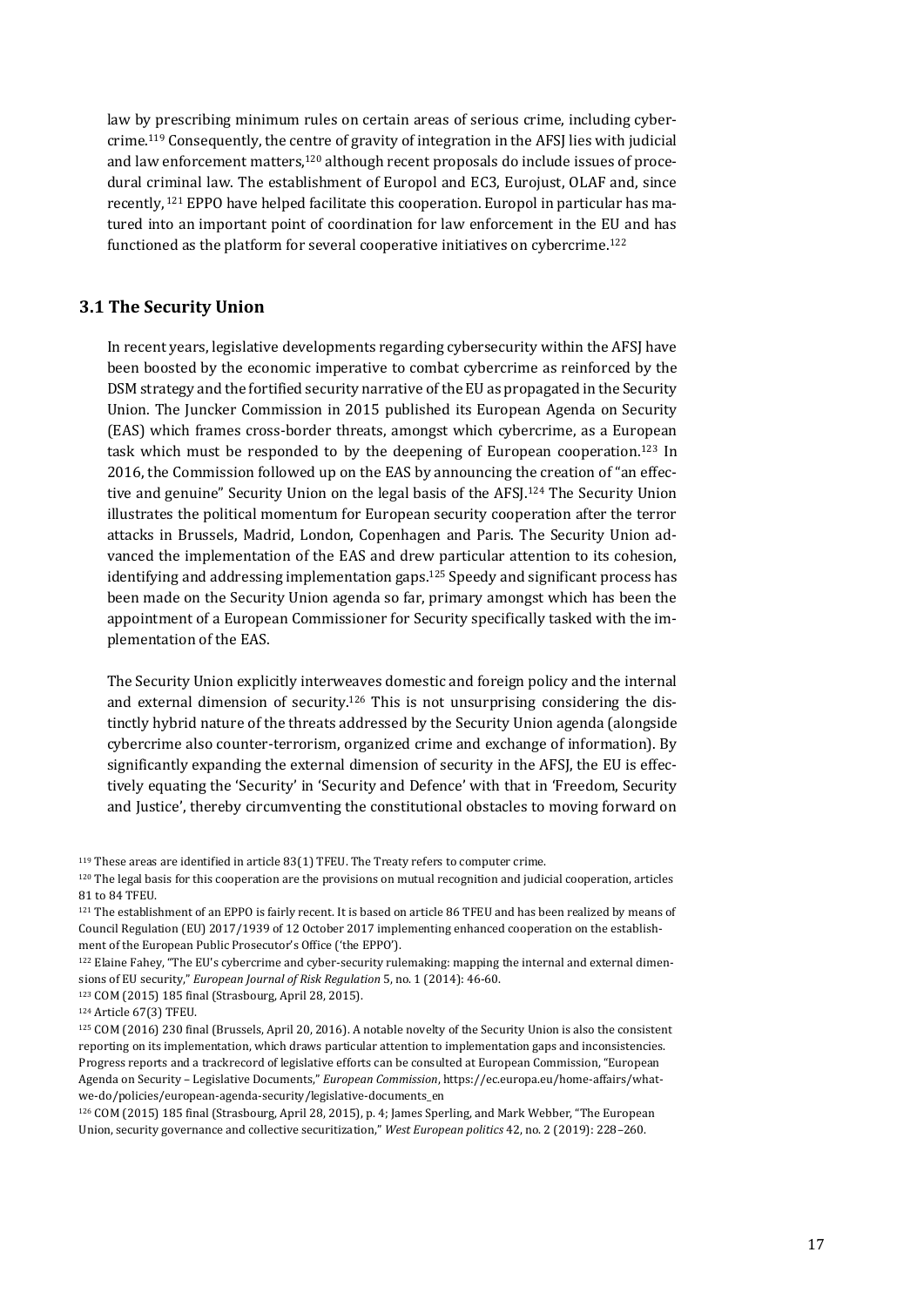law by prescribing minimum rules on certain areas of serious crime, including cybercrime.[119] Consequently, the centre of gravity of integration in the AFSJ lies with judicial and law enforcement matters,[120] although recent proposals do include issues of procedural criminal law. The establishment of Europol and EC3, Eurojust, OLAF and, since recently, [121] EPPO have helped facilitate this cooperation. Europol in particular has matured into an important point of coordination for law enforcement in the EU and has functioned as the platform for several cooperative initiatives on cybercrime.[122]

### 3.1 The Security Union

In recent years, legislative developments regarding cybersecurity within the AFSJ have been boosted by the economic imperative to combat cybercrime as reinforced by the DSM strategy and the fortified security narrative of the EU as propagated in the Security Union. The Juncker Commission in 2015 published its European Agenda on Security (EAS) which frames cross-border threats, amongst which cybercrime, as a European task which must be responded to by the deepening of European cooperation.[123] In 2016, the Commission followed up on the EAS by announcing the creation of "an effective and genuine" Security Union on the legal basis of the AFSJ.[124] The Security Union illustrates the political momentum for European security cooperation after the terror attacks in Brussels, Madrid, London, Copenhagen and Paris. The Security Union advanced the implementation of the EAS and drew particular attention to its cohesion, identifying and addressing implementation gaps.[125] Speedy and significant process has been made on the Security Union agenda so far, primary amongst which has been the appointment of a European Commissioner for Security specifically tasked with the implementation of the EAS.

The Security Union explicitly interweaves domestic and foreign policy and the internal and external dimension of security.[126] This is not unsurprising considering the distinctly hybrid nature of the threats addressed by the Security Union agenda (alongside cybercrime also counter-terrorism, organized crime and exchange of information). By significantly expanding the external dimension of security in the AFSJ, the EU is effectively equating the 'Security' in 'Security and Defence' with that in 'Freedom, Security and Justice', thereby circumventing the constitutional obstacles to moving forward on

[119] These areas are identified in article 83(1) TFEU. The Treaty refers to computer crime.

[120] The legal basis for this cooperation are the provisions on mutual recognition and judicial cooperation, articles 81 to 84 TFEU.

[121] The establishment of an EPPO is fairly recent. It is based on article 86 TFEU and has been realized by means of Council Regulation (EU) 2017/1939 of 12 October 2017 implementing enhanced cooperation on the establishment of the European Public Prosecutor's Office ('the EPPO').

[122] Elaine Fahey, "The EU's cybercrime and cyber-security rulemaking: mapping the internal and external dimensions of EU security," *European Journal of Risk Regulation* 5, no. 1 (2014): 46-60.

[123] COM (2015) 185 final (Strasbourg, April 28, 2015).

[124] Article 67(3) TFEU.

[125] COM (2016) 230 final (Brussels, April 20, 2016). A notable novelty of the Security Union is also the consistent reporting on its implementation, which draws particular attention to implementation gaps and inconsistencies. Progress reports and a trackrecord of legislative efforts can be consulted at European Commission, "European Agenda on Security – Legislative Documents," *European Commission*, https://ec.europa.eu/home-affairs/what-we-do/policies/european-agenda-security/legislative-documents_en

[126] COM (2015) 185 final (Strasbourg, April 28, 2015), p. 4; James Sperling, and Mark Webber, "The European Union, security governance and collective securitization," *West European politics* 42, no. 2 (2019): 228–260.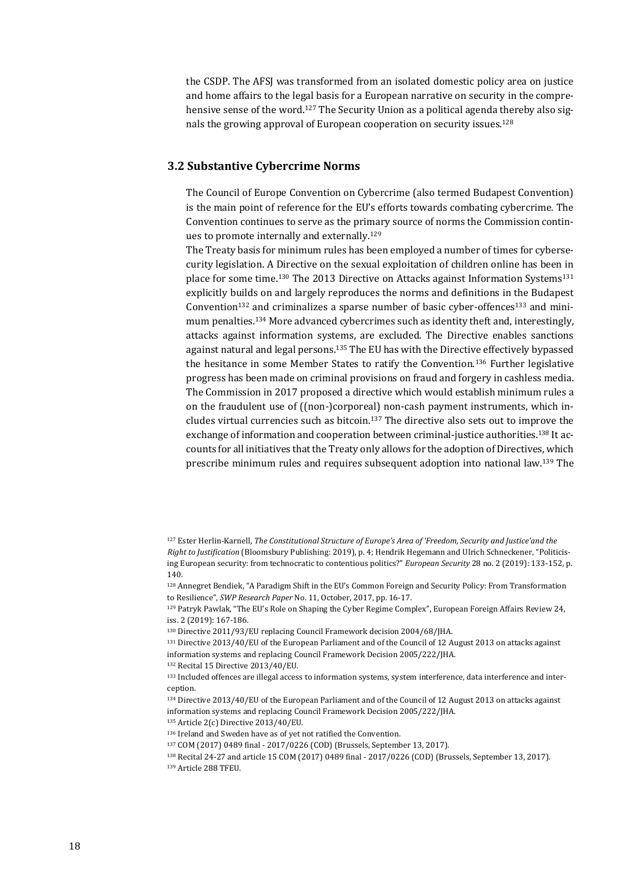the CSDP. The AFSJ was transformed from an isolated domestic policy area on justice and home affairs to the legal basis for a European narrative on security in the comprehensive sense of the word.[127] The Security Union as a political agenda thereby also signals the growing approval of European cooperation on security issues.[128]

### 3.2 Substantive Cybercrime Norms

The Council of Europe Convention on Cybercrime (also termed Budapest Convention) is the main point of reference for the EU's efforts towards combating cybercrime. The Convention continues to serve as the primary source of norms the Commission continues to promote internally and externally.[129]

The Treaty basis for minimum rules has been employed a number of times for cybersecurity legislation. A Directive on the sexual exploitation of children online has been in place for some time.[130] The 2013 Directive on Attacks against Information Systems[131] explicitly builds on and largely reproduces the norms and definitions in the Budapest Convention[132] and criminalizes a sparse number of basic cyber-offences[133] and minimum penalties.[134] More advanced cybercrimes such as identity theft and, interestingly, attacks against information systems, are excluded. The Directive enables sanctions against natural and legal persons.[135] The EU has with the Directive effectively bypassed the hesitance in some Member States to ratify the Convention.[136] Further legislative progress has been made on criminal provisions on fraud and forgery in cashless media. The Commission in 2017 proposed a directive which would establish minimum rules a on the fraudulent use of ((non-)corporeal) non-cash payment instruments, which includes virtual currencies such as bitcoin.[137] The directive also sets out to improve the exchange of information and cooperation between criminal-justice authorities.[138] It accounts for all initiatives that the Treaty only allows for the adoption of Directives, which prescribe minimum rules and requires subsequent adoption into national law.[139] The

---

[127] Ester Herlin-Karnell, *The Constitutional Structure of Europe's Area of 'Freedom, Security and Justice'and the Right to Justification* (Bloomsbury Publishing: 2019), p. 4; Hendrik Hegemann and Ulrich Schneckener, "Politicising European security: from technocratic to contentious politics?" *European Security* 28 no. 2 (2019): 133-152, p. 140.

[128] Annegret Bendiek, "A Paradigm Shift in the EU's Common Foreign and Security Policy: From Transformation to Resilience", *SWP Research Paper* No. 11, October, 2017, pp. 16-17.

[129] Patryk Pawlak, "The EU's Role on Shaping the Cyber Regime Complex", European Foreign Affairs Review 24, iss. 2 (2019): 167-186.

[130] Directive 2011/93/EU replacing Council Framework decision 2004/68/JHA.

[131] Directive 2013/40/EU of the European Parliament and of the Council of 12 August 2013 on attacks against information systems and replacing Council Framework Decision 2005/222/JHA.

[132] Recital 15 Directive 2013/40/EU.

[133] Included offences are illegal access to information systems, system interference, data interference and interception.

[134] Directive 2013/40/EU of the European Parliament and of the Council of 12 August 2013 on attacks against information systems and replacing Council Framework Decision 2005/222/JHA.

[135] Article 2(c) Directive 2013/40/EU.

[136] Ireland and Sweden have as of yet not ratified the Convention.

[137] COM (2017) 0489 final - 2017/0226 (COD) (Brussels, September 13, 2017).

[138] Recital 24-27 and article 15 COM (2017) 0489 final - 2017/0226 (COD) (Brussels, September 13, 2017).

[139] Article 288 TFEU.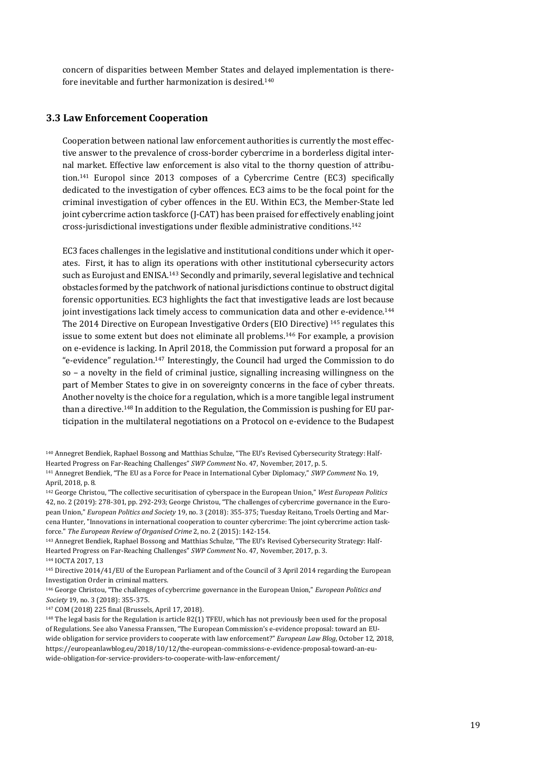concern of disparities between Member States and delayed implementation is therefore inevitable and further harmonization is desired.[140]

### 3.3 Law Enforcement Cooperation

Cooperation between national law enforcement authorities is currently the most effective answer to the prevalence of cross-border cybercrime in a borderless digital internal market. Effective law enforcement is also vital to the thorny question of attribution.[141] Europol since 2013 composes of a Cybercrime Centre (EC3) specifically dedicated to the investigation of cyber offences. EC3 aims to be the focal point for the criminal investigation of cyber offences in the EU. Within EC3, the Member-State led joint cybercrime action taskforce (J-CAT) has been praised for effectively enabling joint cross-jurisdictional investigations under flexible administrative conditions.[142]

EC3 faces challenges in the legislative and institutional conditions under which it operates. First, it has to align its operations with other institutional cybersecurity actors such as Eurojust and ENISA.[143] Secondly and primarily, several legislative and technical obstacles formed by the patchwork of national jurisdictions continue to obstruct digital forensic opportunities. EC3 highlights the fact that investigative leads are lost because joint investigations lack timely access to communication data and other e-evidence.[144] The 2014 Directive on European Investigative Orders (EIO Directive) [145] regulates this issue to some extent but does not eliminate all problems.[146] For example, a provision on e-evidence is lacking. In April 2018, the Commission put forward a proposal for an "e-evidence" regulation.[147] Interestingly, the Council had urged the Commission to do so – a novelty in the field of criminal justice, signalling increasing willingness on the part of Member States to give in on sovereignty concerns in the face of cyber threats. Another novelty is the choice for a regulation, which is a more tangible legal instrument than a directive.[148] In addition to the Regulation, the Commission is pushing for EU participation in the multilateral negotiations on a Protocol on e-evidence to the Budapest

---

[140] Annegret Bendiek, Raphael Bossong and Matthias Schulze, "The EU's Revised Cybersecurity Strategy: Half-Hearted Progress on Far-Reaching Challenges" *SWP Comment* No. 47, November, 2017, p. 5.

[141] Annegret Bendiek, "The EU as a Force for Peace in International Cyber Diplomacy," *SWP Comment* No. 19, April, 2018, p. 8.

[142] George Christou, "The collective securitisation of cyberspace in the European Union," *West European Politics* 42, no. 2 (2019): 278-301, pp. 292-293; George Christou, "The challenges of cybercrime governance in the European Union," *European Politics and Society* 19, no. 3 (2018): 355-375; Tuesday Reitano, Troels Oerting and Marcena Hunter, "Innovations in international cooperation to counter cybercrime: The joint cybercrime action taskforce." *The European Review of Organised Crime* 2, no. 2 (2015): 142-154.

[143] Annegret Bendiek, Raphael Bossong and Matthias Schulze, "The EU's Revised Cybersecurity Strategy: Half-Hearted Progress on Far-Reaching Challenges" *SWP Comment* No. 47, November, 2017, p. 3.

[144] IOCTA 2017, 13

[145] Directive 2014/41/EU of the European Parliament and of the Council of 3 April 2014 regarding the European Investigation Order in criminal matters.

[146] George Christou, "The challenges of cybercrime governance in the European Union," *European Politics and Society* 19, no. 3 (2018): 355-375.

[147] COM (2018) 225 final (Brussels, April 17, 2018).

[148] The legal basis for the Regulation is article 82(1) TFEU, which has not previously been used for the proposal of Regulations. See also Vanessa Franssen, "The European Commission's e-evidence proposal: toward an EU-wide obligation for service providers to cooperate with law enforcement?" *European Law Blog*, October 12, 2018, https://europeanlawblog.eu/2018/10/12/the-european-commissions-e-evidence-proposal-toward-an-eu-wide-obligation-for-service-providers-to-cooperate-with-law-enforcement/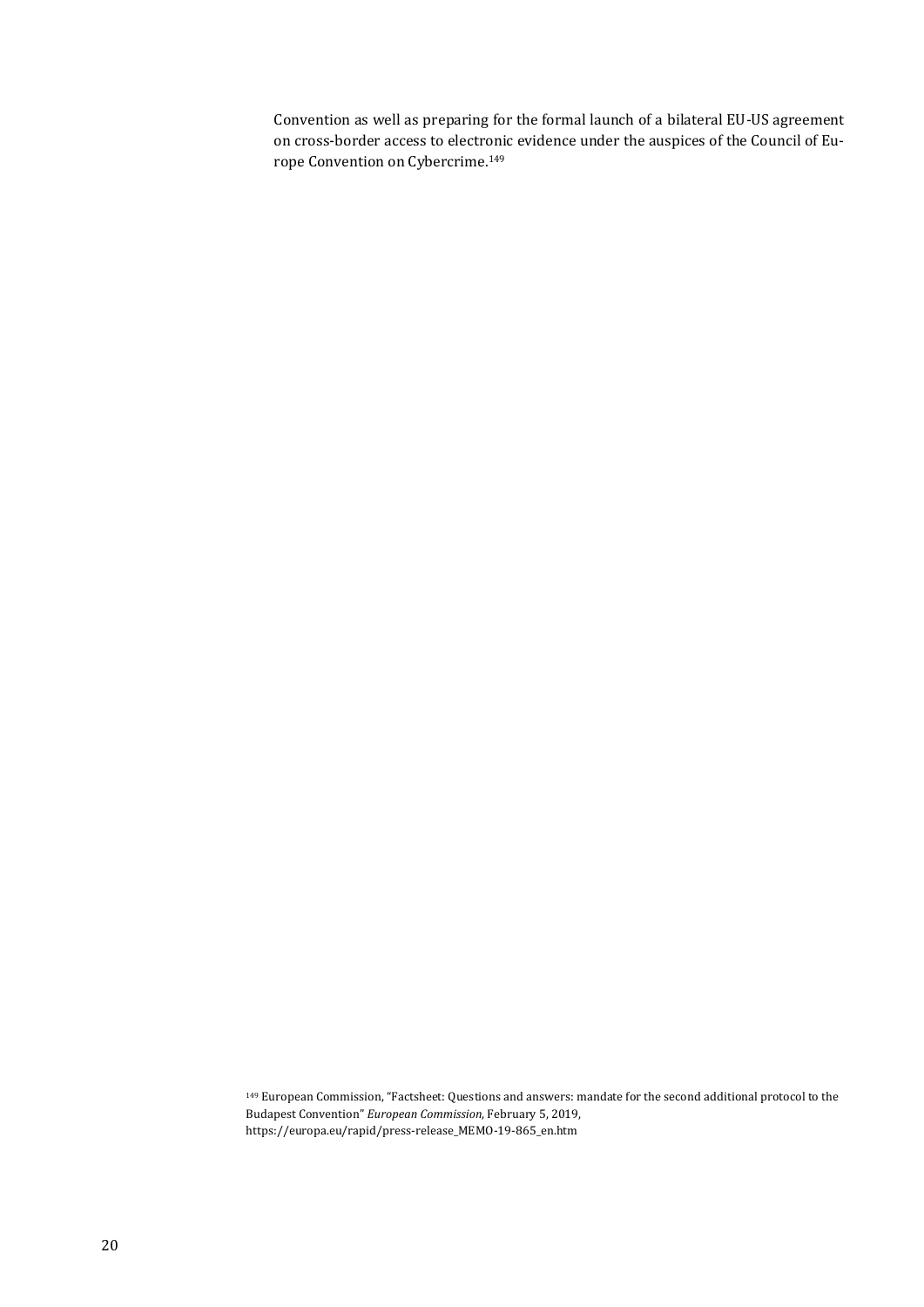Convention as well as preparing for the formal launch of a bilateral EU-US agreement on cross-border access to electronic evidence under the auspices of the Council of Europe Convention on Cybercrime.[149]

[149] European Commission, "Factsheet: Questions and answers: mandate for the second additional protocol to the Budapest Convention" *European Commission*, February 5, 2019, https://europa.eu/rapid/press-release_MEMO-19-865_en.htm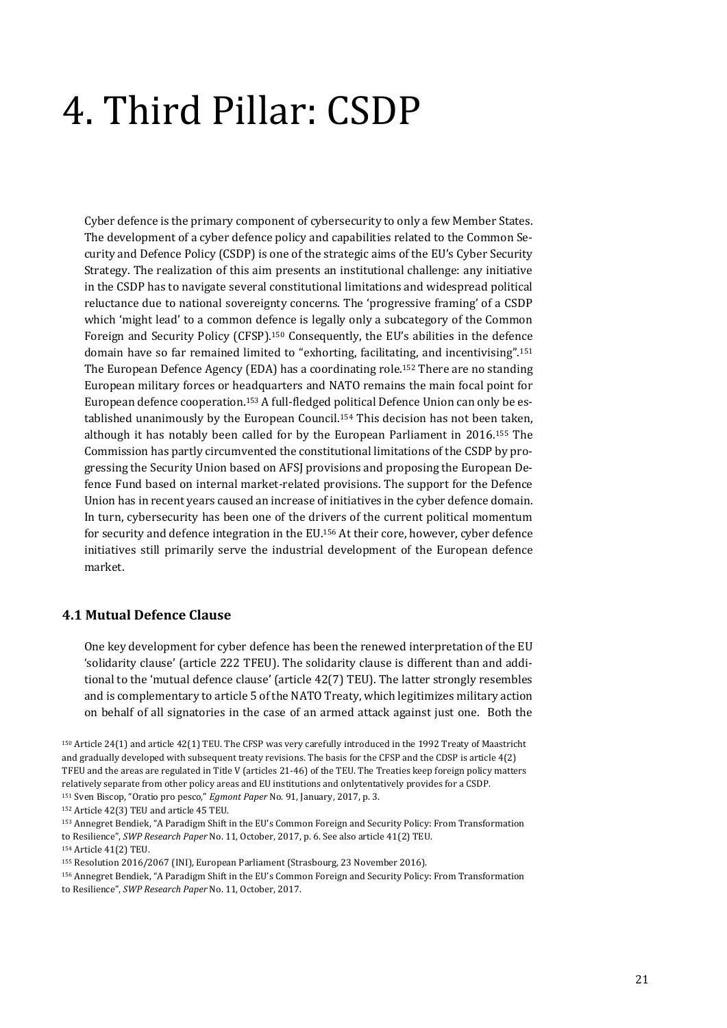# 4. Third Pillar: CSDP

Cyber defence is the primary component of cybersecurity to only a few Member States. The development of a cyber defence policy and capabilities related to the Common Security and Defence Policy (CSDP) is one of the strategic aims of the EU's Cyber Security Strategy. The realization of this aim presents an institutional challenge: any initiative in the CSDP has to navigate several constitutional limitations and widespread political reluctance due to national sovereignty concerns. The 'progressive framing' of a CSDP which 'might lead' to a common defence is legally only a subcategory of the Common Foreign and Security Policy (CFSP).[150] Consequently, the EU's abilities in the defence domain have so far remained limited to "exhorting, facilitating, and incentivising".[151] The European Defence Agency (EDA) has a coordinating role.[152] There are no standing European military forces or headquarters and NATO remains the main focal point for European defence cooperation.[153] A full-fledged political Defence Union can only be established unanimously by the European Council.[154] This decision has not been taken, although it has notably been called for by the European Parliament in 2016.[155] The Commission has partly circumvented the constitutional limitations of the CSDP by progressing the Security Union based on AFSJ provisions and proposing the European Defence Fund based on internal market-related provisions. The support for the Defence Union has in recent years caused an increase of initiatives in the cyber defence domain. In turn, cybersecurity has been one of the drivers of the current political momentum for security and defence integration in the EU.[156] At their core, however, cyber defence initiatives still primarily serve the industrial development of the European defence market.

### 4.1 Mutual Defence Clause

One key development for cyber defence has been the renewed interpretation of the EU 'solidarity clause' (article 222 TFEU). The solidarity clause is different than and additional to the 'mutual defence clause' (article 42(7) TEU). The latter strongly resembles and is complementary to article 5 of the NATO Treaty, which legitimizes military action on behalf of all signatories in the case of an armed attack against just one. Both the

---

[150] Article 24(1) and article 42(1) TEU. The CFSP was very carefully introduced in the 1992 Treaty of Maastricht and gradually developed with subsequent treaty revisions. The basis for the CFSP and the CDSP is article 4(2) TFEU and the areas are regulated in Title V (articles 21-46) of the TEU. The Treaties keep foreign policy matters relatively separate from other policy areas and EU institutions and onlytentatively provides for a CSDP.

[151] Sven Biscop, "Oratio pro pesco," *Egmont Paper* No. 91, January, 2017, p. 3.

[152] Article 42(3) TEU and article 45 TEU.

[153] Annegret Bendiek, "A Paradigm Shift in the EU's Common Foreign and Security Policy: From Transformation to Resilience", *SWP Research Paper* No. 11, October, 2017, p. 6. See also article 41(2) TEU.

[154] Article 41(2) TEU.

[155] Resolution 2016/2067 (INI), European Parliament (Strasbourg, 23 November 2016).

[156] Annegret Bendiek, "A Paradigm Shift in the EU's Common Foreign and Security Policy: From Transformation to Resilience", *SWP Research Paper* No. 11, October, 2017.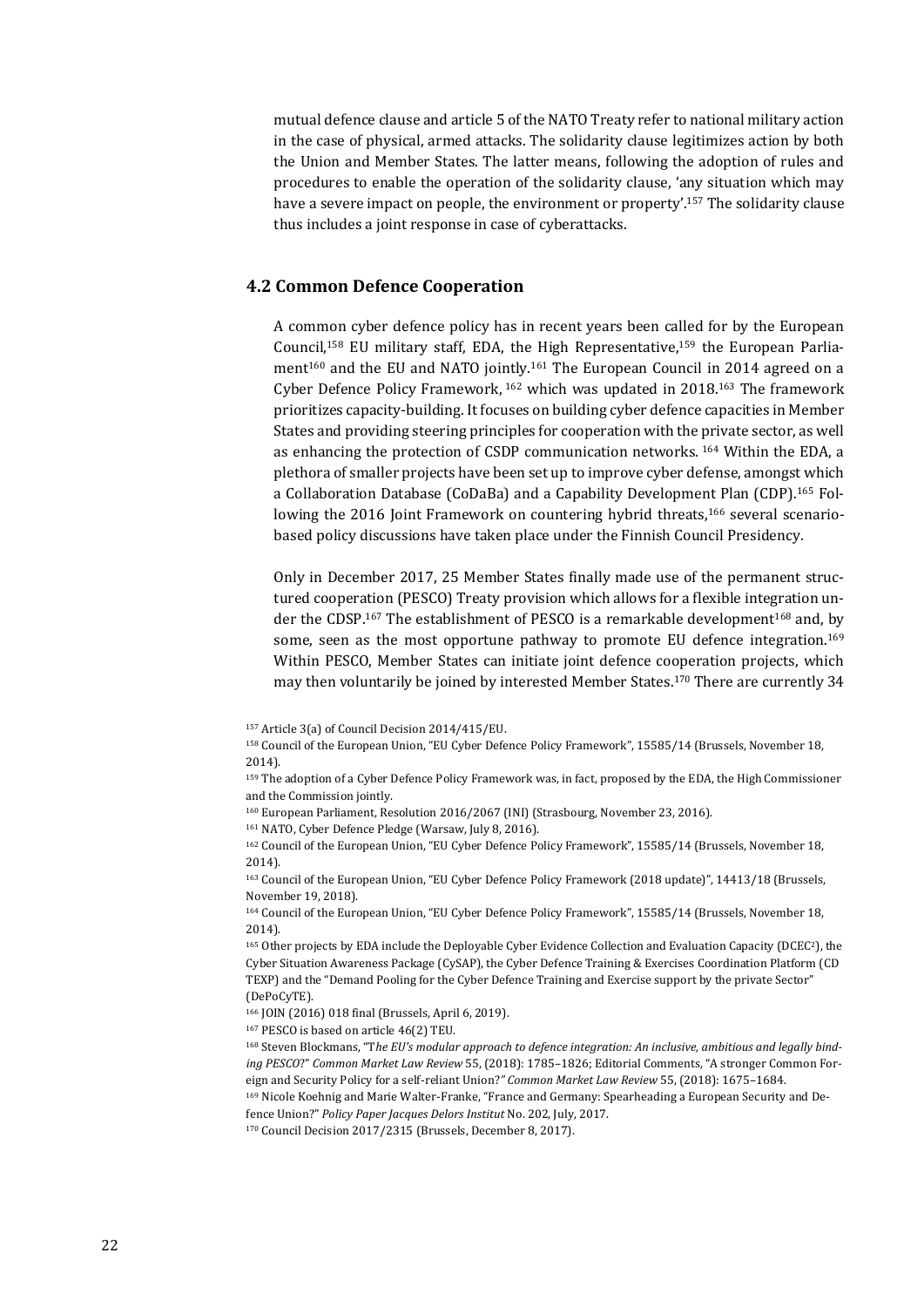mutual defence clause and article 5 of the NATO Treaty refer to national military action in the case of physical, armed attacks. The solidarity clause legitimizes action by both the Union and Member States. The latter means, following the adoption of rules and procedures to enable the operation of the solidarity clause, 'any situation which may have a severe impact on people, the environment or property'.[157] The solidarity clause thus includes a joint response in case of cyberattacks.

### 4.2 Common Defence Cooperation

A common cyber defence policy has in recent years been called for by the European Council,[158] EU military staff, EDA, the High Representative,[159] the European Parliament[160] and the EU and NATO jointly.[161] The European Council in 2014 agreed on a Cyber Defence Policy Framework, [162] which was updated in 2018.[163] The framework prioritizes capacity-building. It focuses on building cyber defence capacities in Member States and providing steering principles for cooperation with the private sector, as well as enhancing the protection of CSDP communication networks. [164] Within the EDA, a plethora of smaller projects have been set up to improve cyber defense, amongst which a Collaboration Database (CoDaBa) and a Capability Development Plan (CDP).[165] Following the 2016 Joint Framework on countering hybrid threats,[166] several scenario-based policy discussions have taken place under the Finnish Council Presidency.

Only in December 2017, 25 Member States finally made use of the permanent structured cooperation (PESCO) Treaty provision which allows for a flexible integration under the CDSP.[167] The establishment of PESCO is a remarkable development[168] and, by some, seen as the most opportune pathway to promote EU defence integration.[169] Within PESCO, Member States can initiate joint defence cooperation projects, which may then voluntarily be joined by interested Member States.[170] There are currently 34

---

[157] Article 3(a) of Council Decision 2014/415/EU.

[158] Council of the European Union, "EU Cyber Defence Policy Framework", 15585/14 (Brussels, November 18, 2014).

[159] The adoption of a Cyber Defence Policy Framework was, in fact, proposed by the EDA, the High Commissioner and the Commission jointly.

[160] European Parliament, Resolution 2016/2067 (INI) (Strasbourg, November 23, 2016).

[161] NATO, Cyber Defence Pledge (Warsaw, July 8, 2016).

[162] Council of the European Union, "EU Cyber Defence Policy Framework", 15585/14 (Brussels, November 18, 2014).

[163] Council of the European Union, "EU Cyber Defence Policy Framework (2018 update)", 14413/18 (Brussels, November 19, 2018).

[164] Council of the European Union, "EU Cyber Defence Policy Framework", 15585/14 (Brussels, November 18, 2014).

[165] Other projects by EDA include the Deployable Cyber Evidence Collection and Evaluation Capacity (DCEC$^2$), the Cyber Situation Awareness Package (CySAP), the Cyber Defence Training & Exercises Coordination Platform (CD TEXP) and the "Demand Pooling for the Cyber Defence Training and Exercise support by the private Sector" (DePoCyTE).

[166] JOIN (2016) 018 final (Brussels, April 6, 2019).

[167] PESCO is based on article 46(2) TEU.

[168] Steven Blockmans, "T*he EU's modular approach to defence integration: An inclusive, ambitious and legally binding PESCO*?" *Common Market Law Review* 55, (2018): 1785–1826; Editorial Comments, "A stronger Common Foreign and Security Policy for a self-reliant Union?*" Common Market Law Review* 55, (2018): 1675–1684.

[169] Nicole Koehnig and Marie Walter-Franke, "France and Germany: Spearheading a European Security and Defence Union?" *Policy Paper Jacques Delors Institut* No. 202, July, 2017.

[170] Council Decision 2017/2315 (Brussels, December 8, 2017).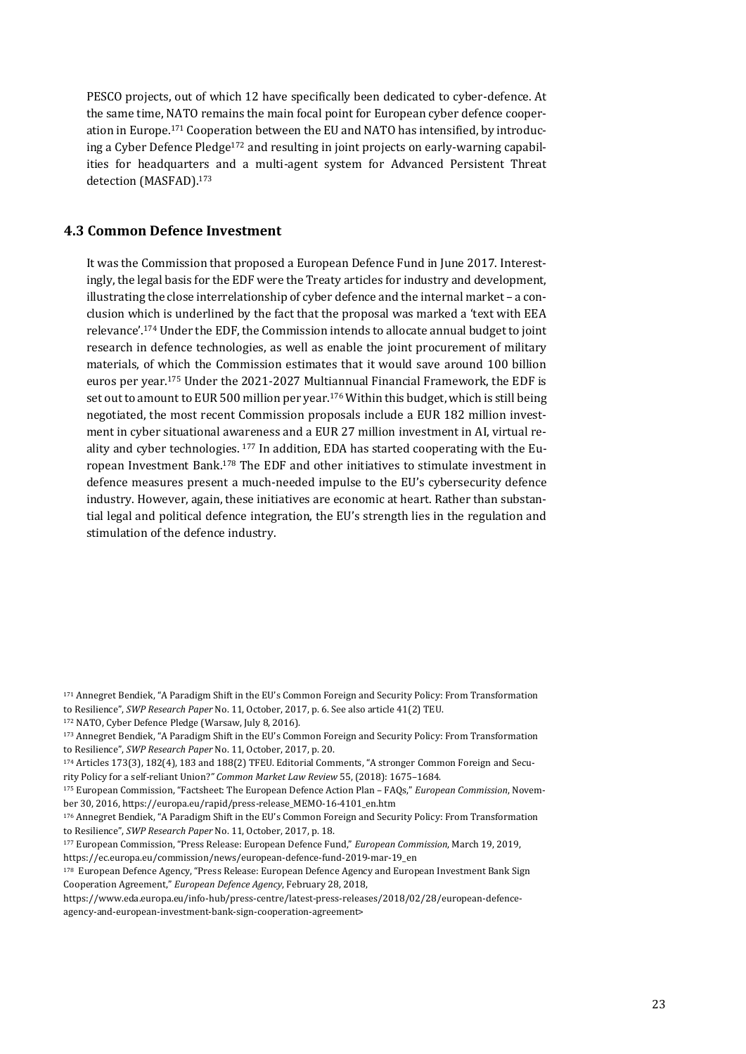PESCO projects, out of which 12 have specifically been dedicated to cyber-defence. At the same time, NATO remains the main focal point for European cyber defence cooperation in Europe.[171] Cooperation between the EU and NATO has intensified, by introducing a Cyber Defence Pledge[172] and resulting in joint projects on early-warning capabilities for headquarters and a multi-agent system for Advanced Persistent Threat detection (MASFAD).[173]

### 4.3 Common Defence Investment

It was the Commission that proposed a European Defence Fund in June 2017. Interestingly, the legal basis for the EDF were the Treaty articles for industry and development, illustrating the close interrelationship of cyber defence and the internal market – a conclusion which is underlined by the fact that the proposal was marked a 'text with EEA relevance'.[174] Under the EDF, the Commission intends to allocate annual budget to joint research in defence technologies, as well as enable the joint procurement of military materials, of which the Commission estimates that it would save around 100 billion euros per year.[175] Under the 2021-2027 Multiannual Financial Framework, the EDF is set out to amount to EUR 500 million per year.[176] Within this budget, which is still being negotiated, the most recent Commission proposals include a EUR 182 million investment in cyber situational awareness and a EUR 27 million investment in AI, virtual reality and cyber technologies. [177] In addition, EDA has started cooperating with the European Investment Bank.[178] The EDF and other initiatives to stimulate investment in defence measures present a much-needed impulse to the EU's cybersecurity defence industry. However, again, these initiatives are economic at heart. Rather than substantial legal and political defence integration, the EU's strength lies in the regulation and stimulation of the defence industry.

[171] Annegret Bendiek, "A Paradigm Shift in the EU's Common Foreign and Security Policy: From Transformation to Resilience", *SWP Research Paper* No. 11, October, 2017, p. 6. See also article 41(2) TEU.

[172] NATO, Cyber Defence Pledge (Warsaw, July 8, 2016).

[173] Annegret Bendiek, "A Paradigm Shift in the EU's Common Foreign and Security Policy: From Transformation to Resilience", *SWP Research Paper* No. 11, October, 2017, p. 20.

[174] Articles 173(3), 182(4), 183 and 188(2) TFEU. Editorial Comments, "A stronger Common Foreign and Security Policy for a self-reliant Union?" *Common Market Law Review* 55, (2018): 1675–1684.

[175] European Commission, "Factsheet: The European Defence Action Plan – FAQs," *European Commission*, November 30, 2016, https://europa.eu/rapid/press-release_MEMO-16-4101_en.htm

[176] Annegret Bendiek, "A Paradigm Shift in the EU's Common Foreign and Security Policy: From Transformation to Resilience", *SWP Research Paper* No. 11, October, 2017, p. 18.

[177] European Commission, "Press Release: European Defence Fund," *European Commission*, March 19, 2019, https://ec.europa.eu/commission/news/european-defence-fund-2019-mar-19_en

[178] European Defence Agency, "Press Release: European Defence Agency and European Investment Bank Sign Cooperation Agreement," *European Defence Agency*, February 28, 2018, https://www.eda.europa.eu/info-hub/press-centre/latest-press-releases/2018/02/28/european-defence-agency-and-european-investment-bank-sign-cooperation-agreement>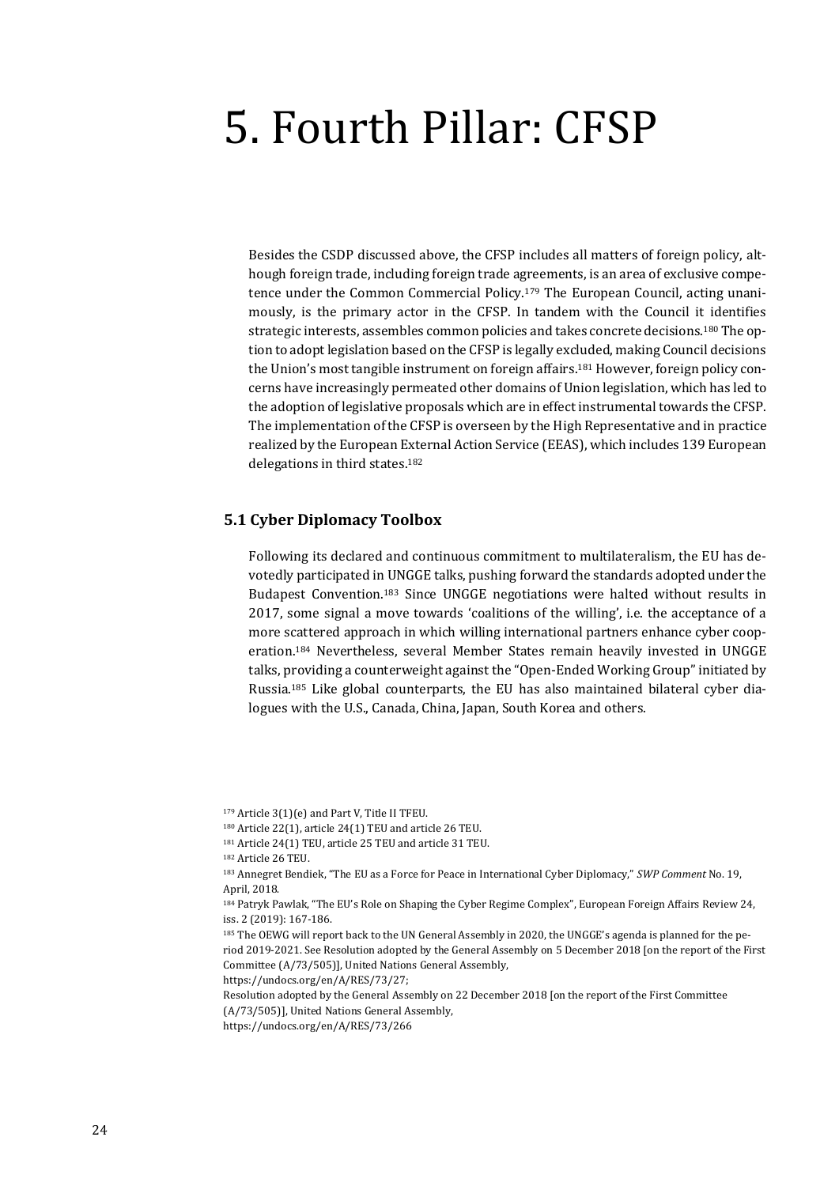# 5. Fourth Pillar: CFSP

Besides the CSDP discussed above, the CFSP includes all matters of foreign policy, although foreign trade, including foreign trade agreements, is an area of exclusive competence under the Common Commercial Policy.[179] The European Council, acting unanimously, is the primary actor in the CFSP. In tandem with the Council it identifies strategic interests, assembles common policies and takes concrete decisions.[180] The option to adopt legislation based on the CFSP is legally excluded, making Council decisions the Union's most tangible instrument on foreign affairs.[181] However, foreign policy concerns have increasingly permeated other domains of Union legislation, which has led to the adoption of legislative proposals which are in effect instrumental towards the CFSP. The implementation of the CFSP is overseen by the High Representative and in practice realized by the European External Action Service (EEAS), which includes 139 European delegations in third states.[182]

### 5.1 Cyber Diplomacy Toolbox

Following its declared and continuous commitment to multilateralism, the EU has devotedly participated in UNGGE talks, pushing forward the standards adopted under the Budapest Convention.[183] Since UNGGE negotiations were halted without results in 2017, some signal a move towards 'coalitions of the willing', i.e. the acceptance of a more scattered approach in which willing international partners enhance cyber cooperation.[184] Nevertheless, several Member States remain heavily invested in UNGGE talks, providing a counterweight against the "Open-Ended Working Group" initiated by Russia.[185] Like global counterparts, the EU has also maintained bilateral cyber dialogues with the U.S., Canada, China, Japan, South Korea and others.

---

[179] Article 3(1)(e) and Part V, Title II TFEU.

[180] Article 22(1), article 24(1) TEU and article 26 TEU.

[181] Article 24(1) TEU, article 25 TEU and article 31 TEU.

[182] Article 26 TEU.

[183] Annegret Bendiek, "The EU as a Force for Peace in International Cyber Diplomacy," *SWP Comment* No. 19, April, 2018.

[184] Patryk Pawlak, "The EU's Role on Shaping the Cyber Regime Complex", European Foreign Affairs Review 24, iss. 2 (2019): 167-186.

[185] The OEWG will report back to the UN General Assembly in 2020, the UNGGE's agenda is planned for the period 2019-2021. See Resolution adopted by the General Assembly on 5 December 2018 [on the report of the First Committee (A/73/505)], United Nations General Assembly, https://undocs.org/en/A/RES/73/27;
Resolution adopted by the General Assembly on 22 December 2018 [on the report of the First Committee (A/73/505)], United Nations General Assembly, https://undocs.org/en/A/RES/73/266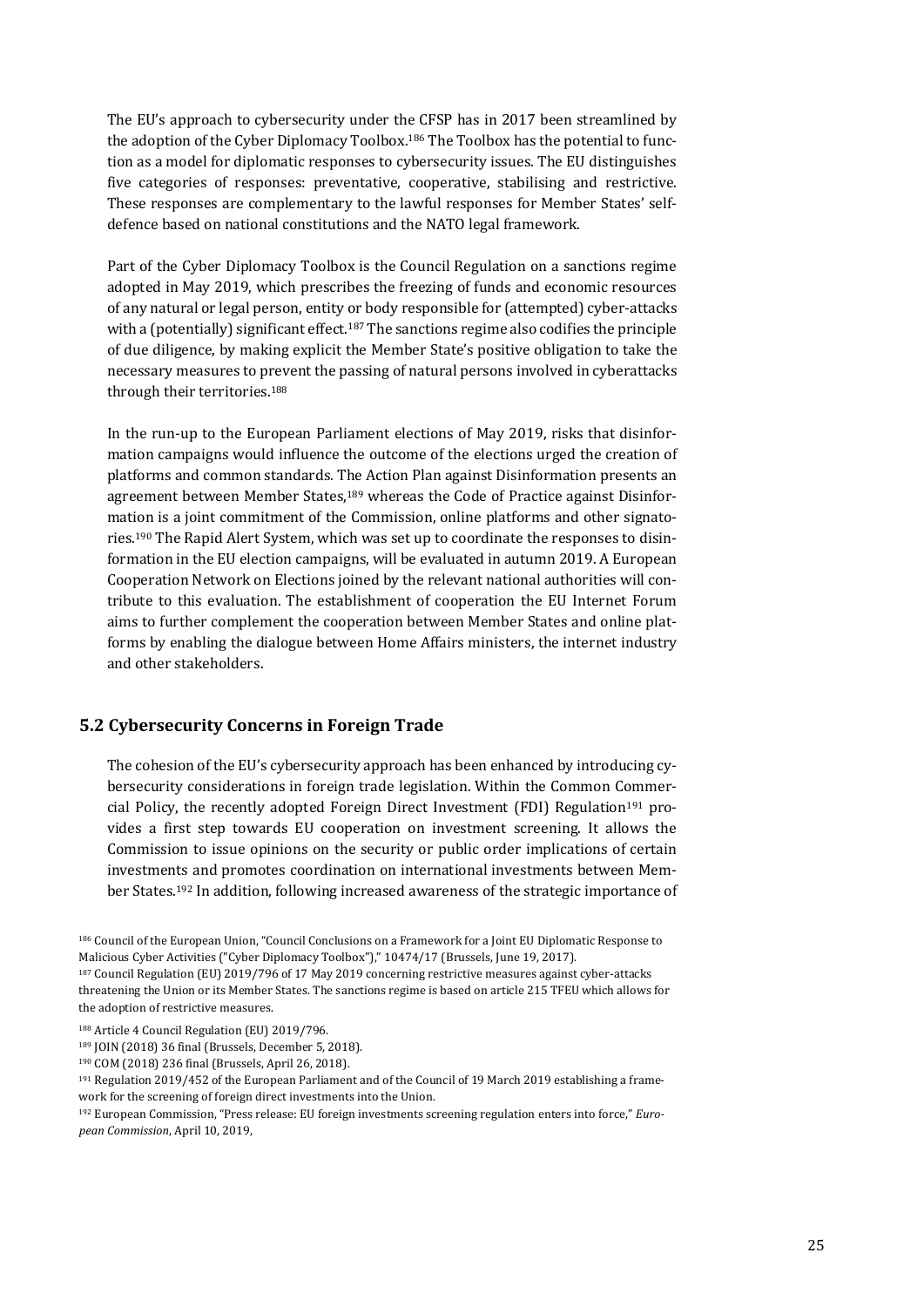The EU's approach to cybersecurity under the CFSP has in 2017 been streamlined by the adoption of the Cyber Diplomacy Toolbox.[186] The Toolbox has the potential to function as a model for diplomatic responses to cybersecurity issues. The EU distinguishes five categories of responses: preventative, cooperative, stabilising and restrictive. These responses are complementary to the lawful responses for Member States' self-defence based on national constitutions and the NATO legal framework.

Part of the Cyber Diplomacy Toolbox is the Council Regulation on a sanctions regime adopted in May 2019, which prescribes the freezing of funds and economic resources of any natural or legal person, entity or body responsible for (attempted) cyber-attacks with a (potentially) significant effect.[187] The sanctions regime also codifies the principle of due diligence, by making explicit the Member State's positive obligation to take the necessary measures to prevent the passing of natural persons involved in cyberattacks through their territories.[188]

In the run-up to the European Parliament elections of May 2019, risks that disinformation campaigns would influence the outcome of the elections urged the creation of platforms and common standards. The Action Plan against Disinformation presents an agreement between Member States,[189] whereas the Code of Practice against Disinformation is a joint commitment of the Commission, online platforms and other signatories.[190] The Rapid Alert System, which was set up to coordinate the responses to disinformation in the EU election campaigns, will be evaluated in autumn 2019. A European Cooperation Network on Elections joined by the relevant national authorities will contribute to this evaluation. The establishment of cooperation the EU Internet Forum aims to further complement the cooperation between Member States and online platforms by enabling the dialogue between Home Affairs ministers, the internet industry and other stakeholders.

## 5.2 Cybersecurity Concerns in Foreign Trade

The cohesion of the EU's cybersecurity approach has been enhanced by introducing cybersecurity considerations in foreign trade legislation. Within the Common Commercial Policy, the recently adopted Foreign Direct Investment (FDI) Regulation[191] provides a first step towards EU cooperation on investment screening. It allows the Commission to issue opinions on the security or public order implications of certain investments and promotes coordination on international investments between Member States.[192] In addition, following increased awareness of the strategic importance of

[186] Council of the European Union, "Council Conclusions on a Framework for a Joint EU Diplomatic Response to Malicious Cyber Activities ("Cyber Diplomacy Toolbox")," 10474/17 (Brussels, June 19, 2017).

[187] Council Regulation (EU) 2019/796 of 17 May 2019 concerning restrictive measures against cyber-attacks threatening the Union or its Member States. The sanctions regime is based on article 215 TFEU which allows for the adoption of restrictive measures.

[188] Article 4 Council Regulation (EU) 2019/796.

[189] JOIN (2018) 36 final (Brussels, December 5, 2018).

[190] COM (2018) 236 final (Brussels, April 26, 2018).

[191] Regulation 2019/452 of the European Parliament and of the Council of 19 March 2019 establishing a framework for the screening of foreign direct investments into the Union.

[192] European Commission, "Press release: EU foreign investments screening regulation enters into force," *European Commission*, April 10, 2019,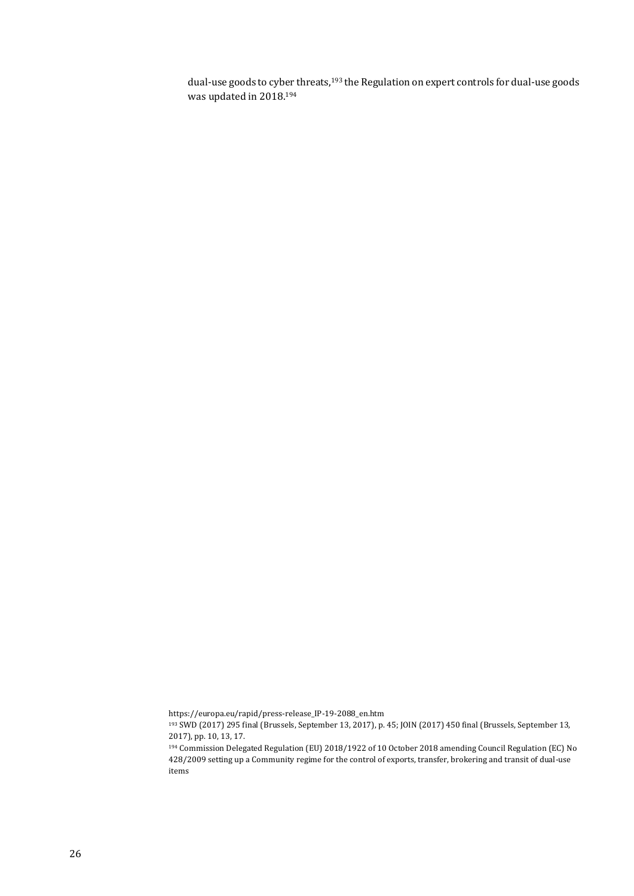dual-use goods to cyber threats,[193] the Regulation on expert controls for dual-use goods was updated in 2018.[194]

https://europa.eu/rapid/press-release_IP-19-2088_en.htm

[193] SWD (2017) 295 final (Brussels, September 13, 2017), p. 45; JOIN (2017) 450 final (Brussels, September 13, 2017), pp. 10, 13, 17.

[194] Commission Delegated Regulation (EU) 2018/1922 of 10 October 2018 amending Council Regulation (EC) No 428/2009 setting up a Community regime for the control of exports, transfer, brokering and transit of dual-use items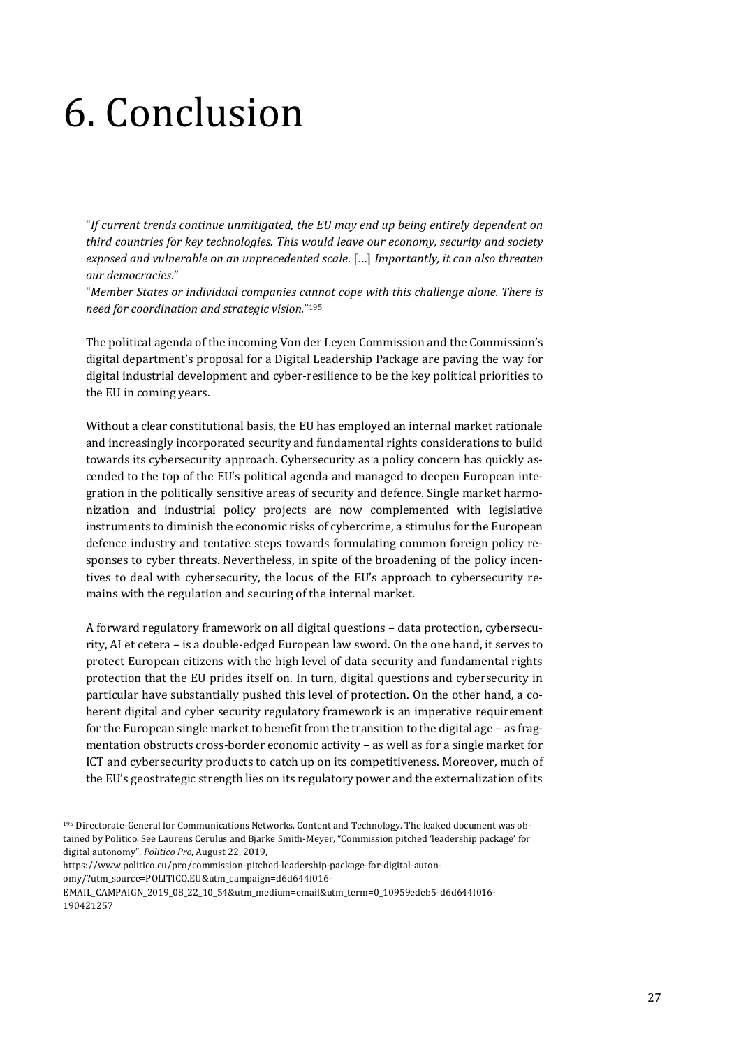# 6. Conclusion

"*If current trends continue unmitigated, the EU may end up being entirely dependent on third countries for key technologies. This would leave our economy, security and society exposed and vulnerable on an unprecedented scale*. […] *Importantly, it can also threaten our democracies*."

"*Member States or individual companies cannot cope with this challenge alone. There is need for coordination and strategic vision*."[195]

The political agenda of the incoming Von der Leyen Commission and the Commission's digital department's proposal for a Digital Leadership Package are paving the way for digital industrial development and cyber-resilience to be the key political priorities to the EU in coming years.

Without a clear constitutional basis, the EU has employed an internal market rationale and increasingly incorporated security and fundamental rights considerations to build towards its cybersecurity approach. Cybersecurity as a policy concern has quickly ascended to the top of the EU's political agenda and managed to deepen European integration in the politically sensitive areas of security and defence. Single market harmonization and industrial policy projects are now complemented with legislative instruments to diminish the economic risks of cybercrime, a stimulus for the European defence industry and tentative steps towards formulating common foreign policy responses to cyber threats. Nevertheless, in spite of the broadening of the policy incentives to deal with cybersecurity, the locus of the EU's approach to cybersecurity remains with the regulation and securing of the internal market.

A forward regulatory framework on all digital questions – data protection, cybersecurity, AI et cetera – is a double-edged European law sword. On the one hand, it serves to protect European citizens with the high level of data security and fundamental rights protection that the EU prides itself on. In turn, digital questions and cybersecurity in particular have substantially pushed this level of protection. On the other hand, a coherent digital and cyber security regulatory framework is an imperative requirement for the European single market to benefit from the transition to the digital age – as fragmentation obstructs cross-border economic activity – as well as for a single market for ICT and cybersecurity products to catch up on its competitiveness. Moreover, much of the EU's geostrategic strength lies on its regulatory power and the externalization of its

[195] Directorate-General for Communications Networks, Content and Technology. The leaked document was obtained by Politico. See Laurens Cerulus and Bjarke Smith-Meyer, "Commission pitched 'leadership package' for digital autonomy", *Politico Pro*, August 22, 2019,
https://www.politico.eu/pro/commission-pitched-leadership-package-for-digital-autonomy/?utm_source=POLITICO.EU&utm_campaign=d6d644f016-EMAIL_CAMPAIGN_2019_08_22_10_54&utm_medium=email&utm_term=0_10959edeb5-d6d644f016-190421257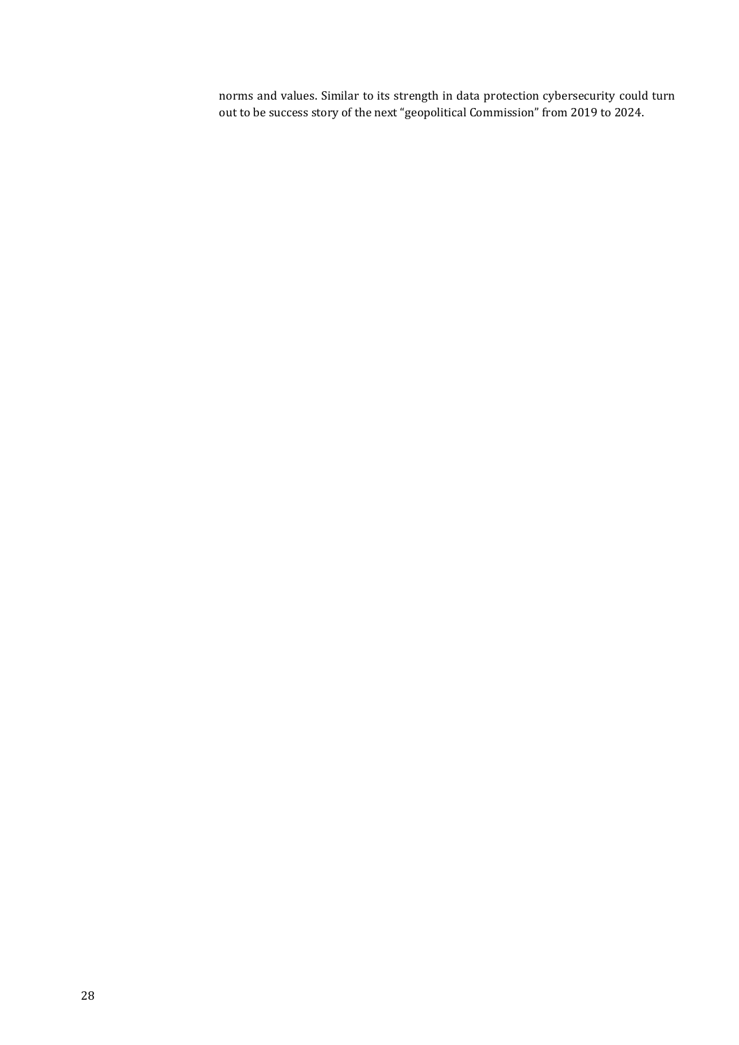norms and values. Similar to its strength in data protection cybersecurity could turn out to be success story of the next "geopolitical Commission" from 2019 to 2024.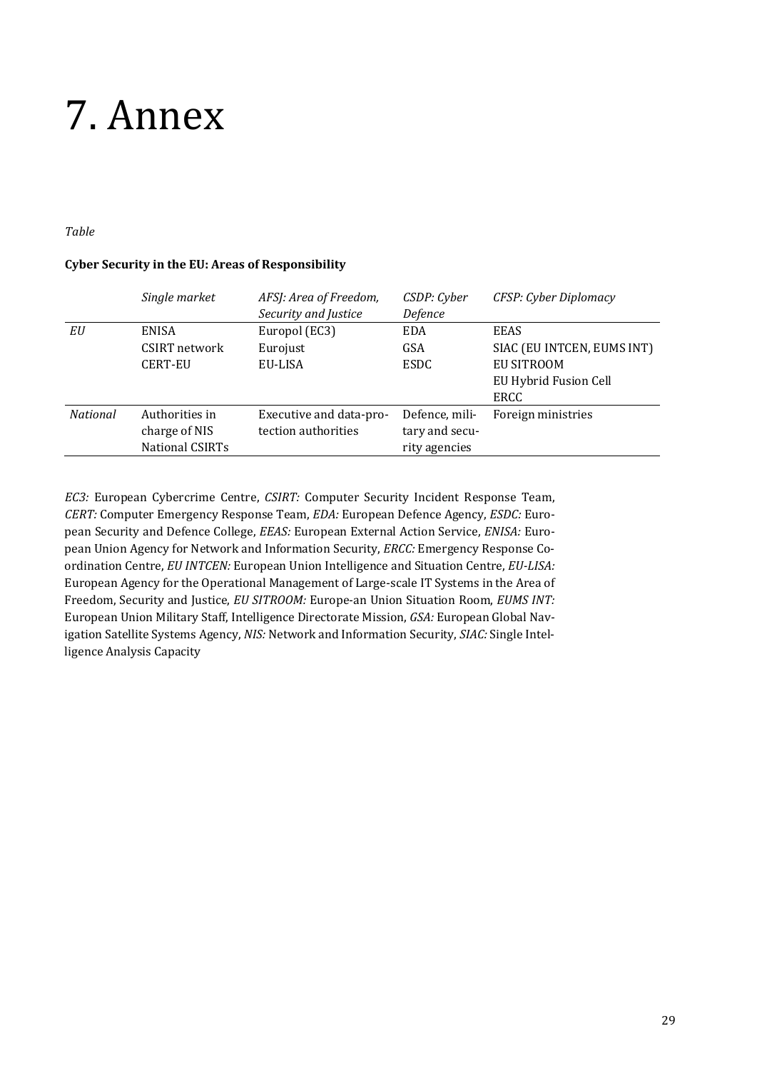# 7. Annex

*Table*

**Cyber Security in the EU: Areas of Responsibility**

| | *Single market* | *AFSJ: Area of Freedom, Security and Justice* | *CSDP: Cyber Defence* | *CFSP: Cyber Diplomacy* |
|---|---|---|---|---|
| *EU* | ENISA<br>CSIRT network<br>CERT-EU | Europol (EC3)<br>Eurojust<br>EU-LISA | EDA<br>GSA<br>ESDC | EEAS<br>SIAC (EU INTCEN, EUMS INT)<br>EU SITROOM<br>EU Hybrid Fusion Cell<br>ERCC |
| *National* | Authorities in charge of NIS<br>National CSIRTs | Executive and data-protection authorities | Defence, military and security agencies | Foreign ministries |

*EC3:* European Cybercrime Centre, *CSIRT:* Computer Security Incident Response Team, *CERT:* Computer Emergency Response Team, *EDA:* European Defence Agency, *ESDC:* European Security and Defence College, *EEAS:* European External Action Service, *ENISA:* European Union Agency for Network and Information Security, *ERCC:* Emergency Response Coordination Centre, *EU INTCEN:* European Union Intelligence and Situation Centre, *EU-LISA:* European Agency for the Operational Management of Large-scale IT Systems in the Area of Freedom, Security and Justice, *EU SITROOM:* Europe-an Union Situation Room, *EUMS INT:* European Union Military Staff, Intelligence Directorate Mission, *GSA:* European Global Navigation Satellite Systems Agency, *NIS:* Network and Information Security, *SIAC:* Single Intelligence Analysis Capacity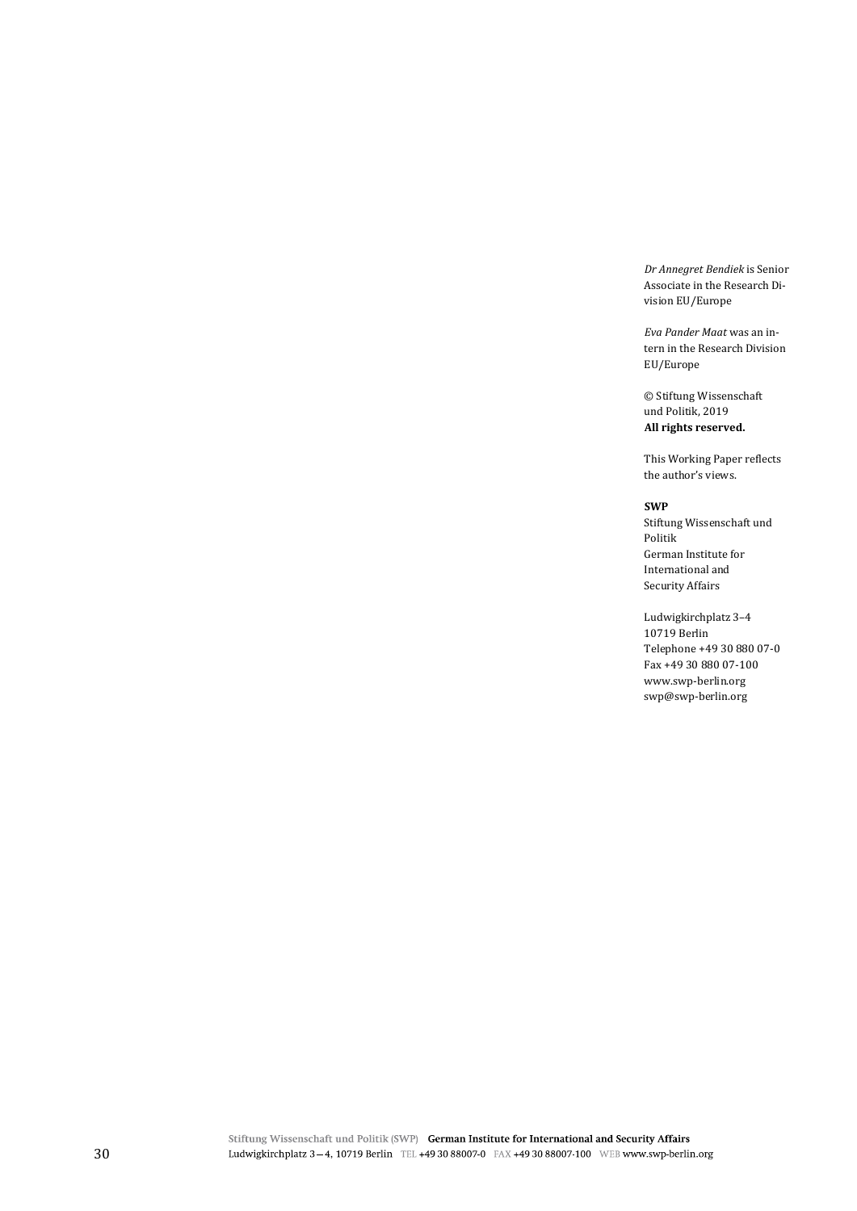*Dr Annegret Bendiek* is Senior Associate in the Research Division EU/Europe

*Eva Pander Maat* was an intern in the Research Division EU/Europe

© Stiftung Wissenschaft und Politik, 2019
**All rights reserved.**

This Working Paper reflects the author's views.

**SWP**
Stiftung Wissenschaft und Politik
German Institute for International and Security Affairs

Ludwigkirchplatz 3–4
10719 Berlin
Telephone +49 30 880 07-0
Fax +49 30 880 07-100
www.swp-berlin.org
swp@swp-berlin.org